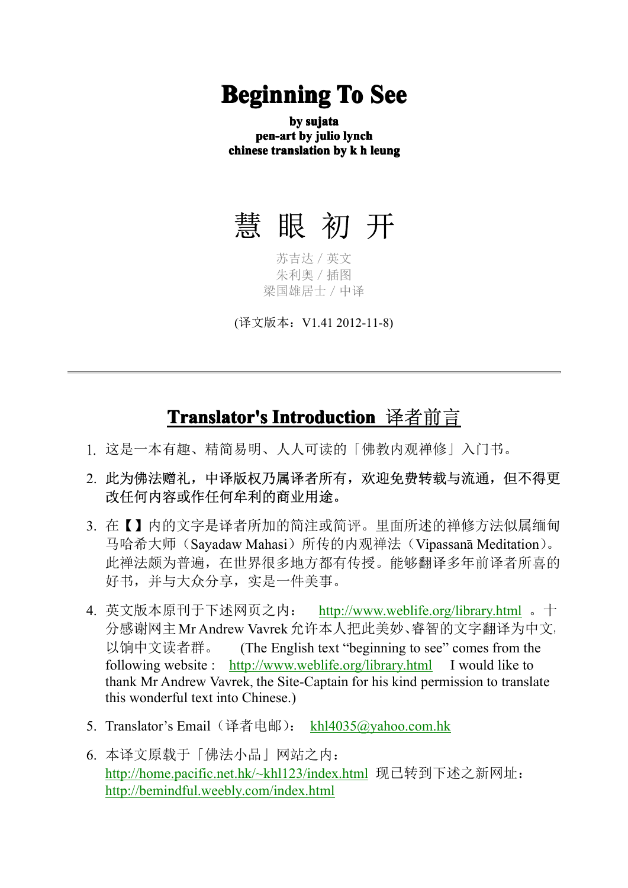# Beginning To See

**by sujata**
**pen-art by julio lynch**
**chinese translation by k h leung**

# 慧 眼 初 开

苏吉达 / 英文
朱利奥 / 插图
梁国雄居士 / 中译

(译文版本：V1.41 2012-11-8)

---

## Translator's Introduction 译者前言

1. 这是一本有趣、精简易明、人人可读的「佛教内观禅修」入门书。
2. **此为佛法赠礼，中译版权乃属译者所有，欢迎免费转载与流通，但不得更改任何内容或作任何牟利的商业用途。**
3. 在【】内的文字是译者所加的简注或简评。里面所述的禅修方法似属缅甸马哈希大师（Sayadaw Mahasi）所传的内观禅法（Vipassanā Meditation）。此禅法颇为普遍，在世界很多地方都有传授。能够翻译多年前译者所喜的好书，并与大众分享，实是一件美事。
4. 英文版本原刊于下述网页之内： http://www.weblife.org/library.html 。十分感谢网主 Mr Andrew Vavrek 允许本人把此美妙、睿智的文字翻译为中文，以饷中文读者群。 (The English text “beginning to see” comes from the following website : http://www.weblife.org/library.html I would like to thank Mr Andrew Vavrek, the Site-Captain for his kind permission to translate this wonderful text into Chinese.)
5. Translator’s Email（译者电邮）： khl4035@yahoo.com.hk
6. 本译文原载于「佛法小品」网站之内： http://home.pacific.net.hk/~khl123/index.html 现已转到下述之新网址： http://bemindful.weebly.com/index.html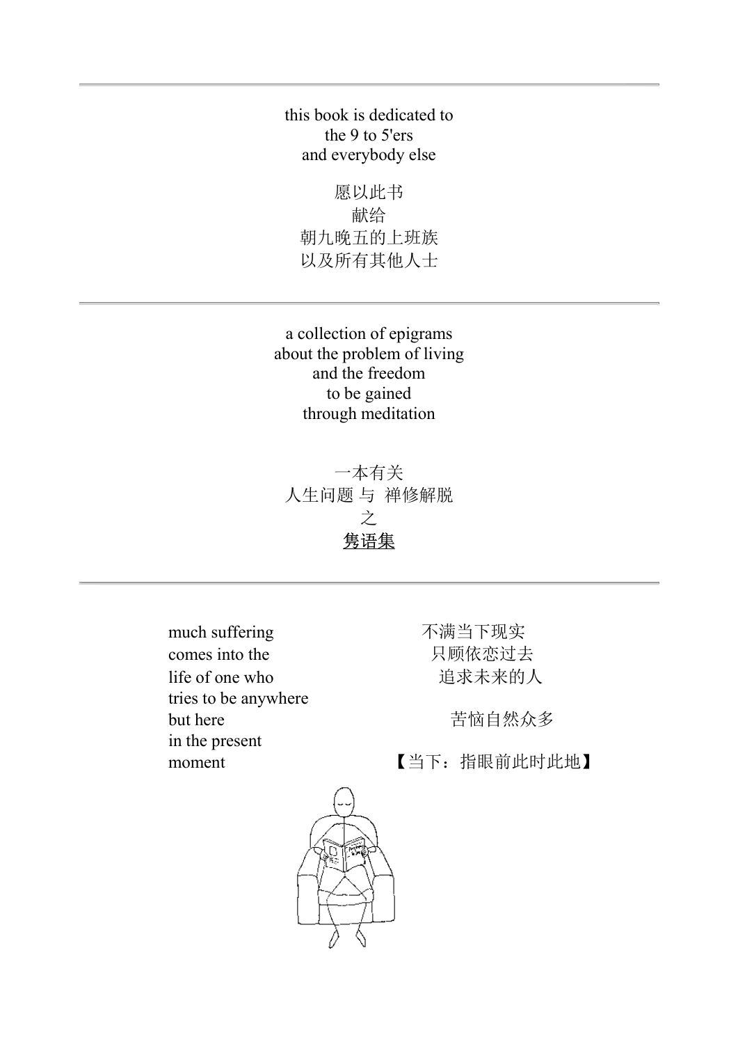---

this book is dedicated to  
the 9 to 5'ers  
and everybody else

愿以此书  
献给  
朝九晚五的上班族  
以及所有其他人士

---

a collection of epigrams  
about the problem of living  
and the freedom  
to be gained  
through meditation

一本有关  
人生问题 与 禅修解脱  
之  
<u>隽语集</u>

---

much suffering  
comes into the  
life of one who  
tries to be anywhere  
but here  
in the present  
moment

不满当下现实  
只顾依恋过去  
追求未来的人

苦恼自然众多

【当下：指眼前此时此地】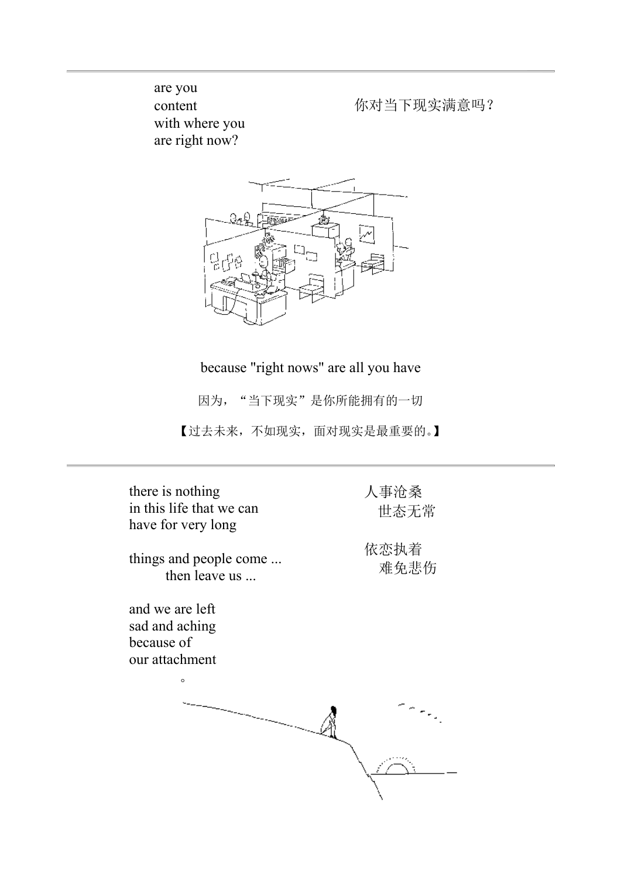---

are you
content
with where you
are right now?

你对当下现实满意吗？

because "right nows" are all you have

因为，“当下现实”是你所能拥有的一切

【过去未来，不如现实，面对现实是最重要的。】

---

there is nothing
in this life that we can
have for very long

things and people come ...
then leave us ...

and we are left
sad and aching
because of
our attachment

人事沧桑
世态无常

依恋执着
难免悲伤

。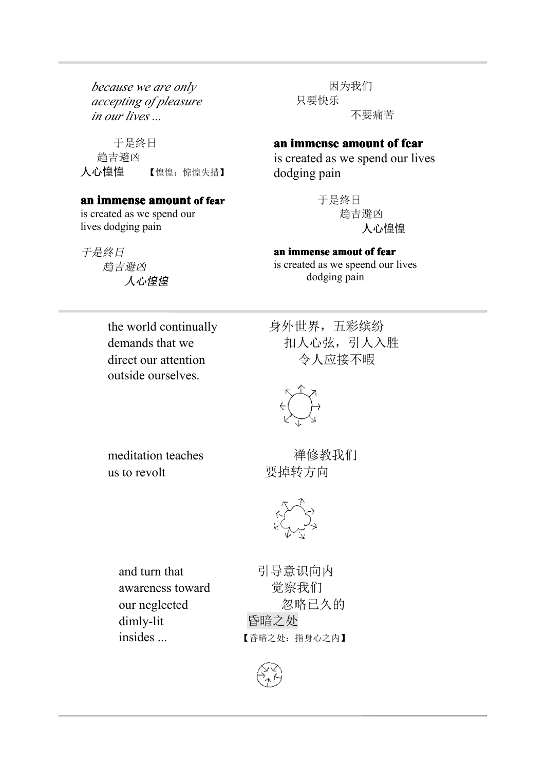*because we are only*
*accepting of pleasure*
*in our lives ...*

因为我们
只要快乐
不要痛苦

于是终日
趋吉避凶
人心惶惶 【惶惶：惊惶失措】

**an immense amount of fear**
is created as we spend our lives
dodging pain

**an immense amount of fear**
is created as we spend our
lives dodging pain

于是终日
趋吉避凶
**人心惶惶**

*于是终日*
*趋吉避凶*
***人心惶惶***

**an immense amout of fear**
is created as we spend our lives
dodging pain

---

the world continually
demands that we
direct our attention
outside ourselves.

身外世界，五彩缤纷
扣人心弦，引人入胜
令人应接不暇

meditation teaches
us to revolt

禅修教我们
要掉转方向

and turn that
awareness toward
our neglected
dimly-lit
insides ...

引导意识向内
觉察我们
忽略已久的
昏暗之处
【昏暗之处：指身心之内】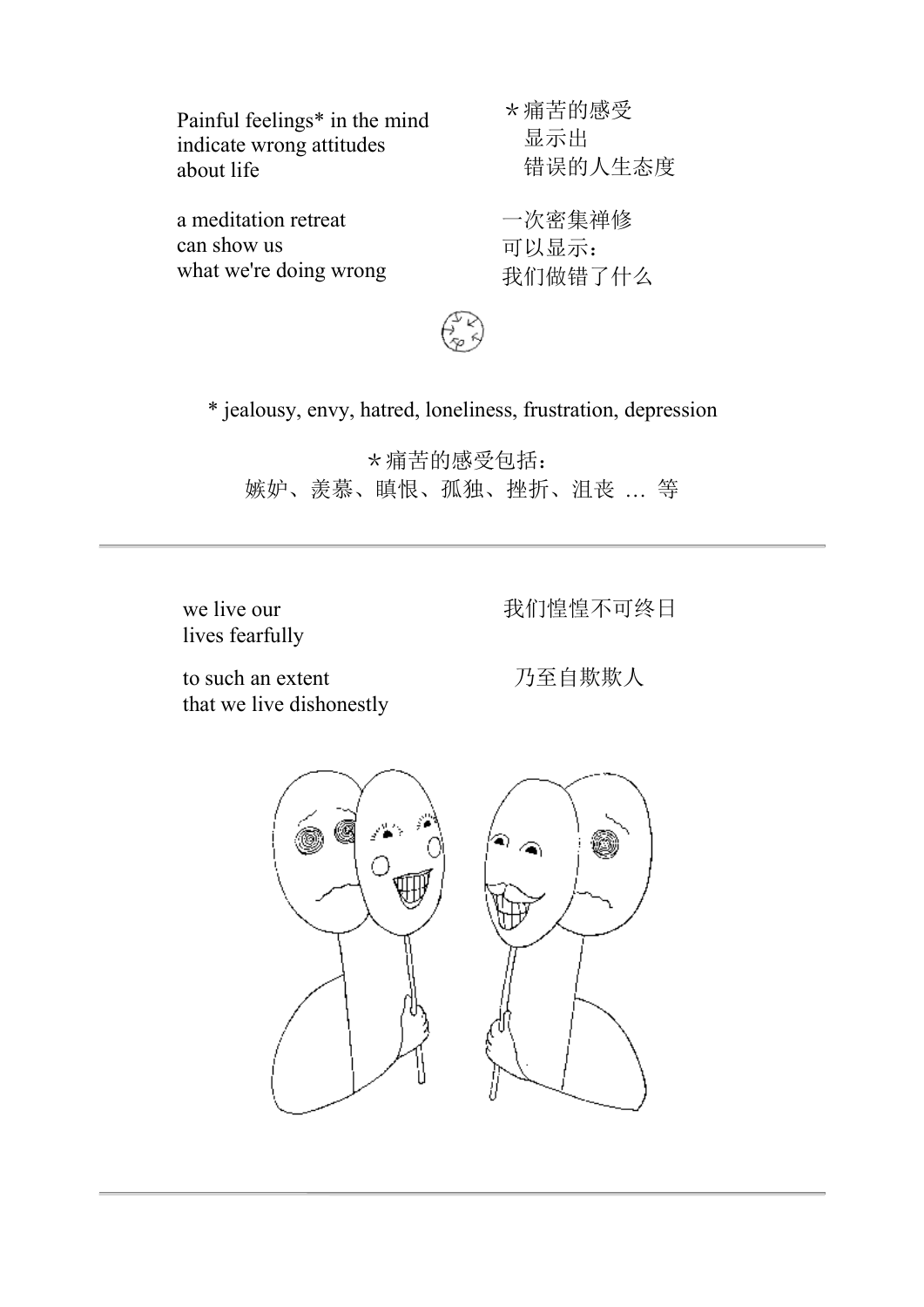Painful feelings* in the mind
indicate wrong attitudes
about life

＊痛苦的感受
显示出
错误的人生态度

a meditation retreat
can show us
what we're doing wrong

一次密集禅修
可以显示：
我们做错了什么

* jealousy, envy, hatred, loneliness, frustration, depression

＊痛苦的感受包括：
嫉妒、羡慕、瞋恨、孤独、挫折、沮丧 … 等

---

we live our
lives fearfully

我们惶惶不可终日

to such an extent
that we live dishonestly

乃至自欺欺人

---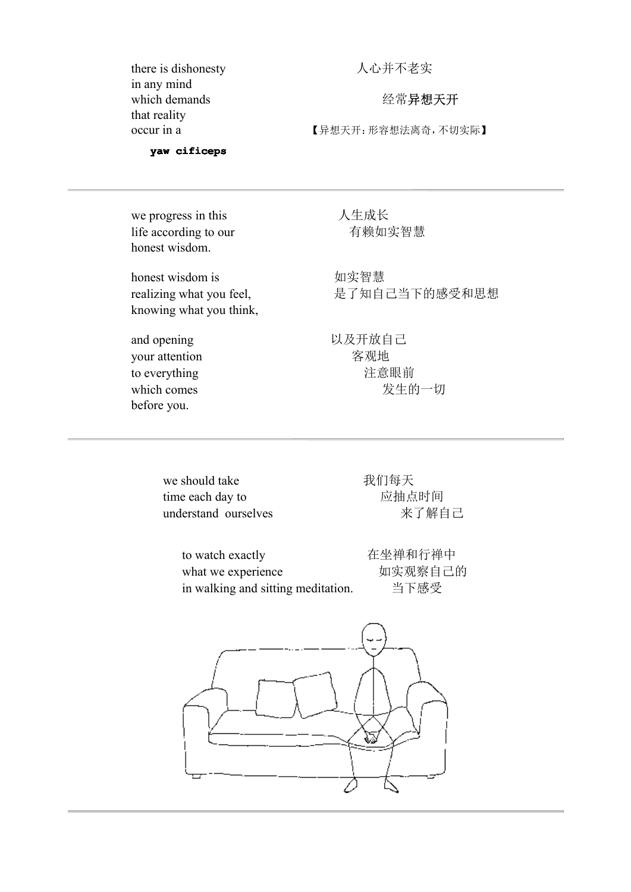there is dishonesty
in any mind
which demands
that reality
occur in a

**yaw cificeps**

人心并不老实

经常**异想天开**

【异想天开：形容想法离奇，不切实际】

---

we progress in this
life according to our
honest wisdom.

人生成长
有赖如实智慧

honest wisdom is
realizing what you feel,
knowing what you think,

如实智慧
是了知自己当下的感受和思想

and opening
your attention
to everything
which comes
before you.

以及开放自己
客观地
注意眼前
发生的一切

---

we should take
time each day to
understand ourselves

我们每天
应抽点时间
来了解自己

to watch exactly
what we experience
in walking and sitting meditation.

在坐禅和行禅中
如实观察自己的
当下感受

---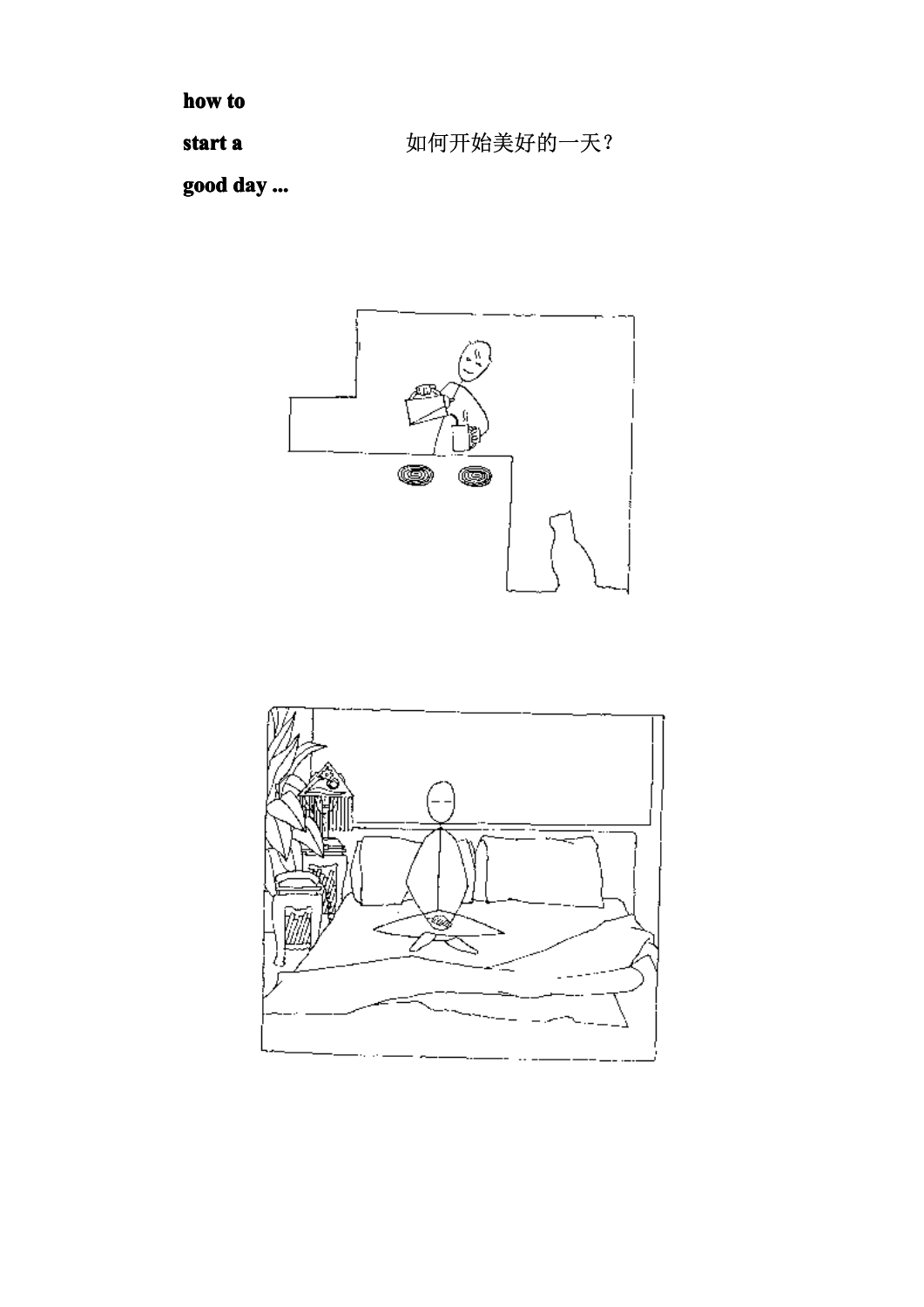**how to**

**start a** 如何开始美好的一天？

**good day ...**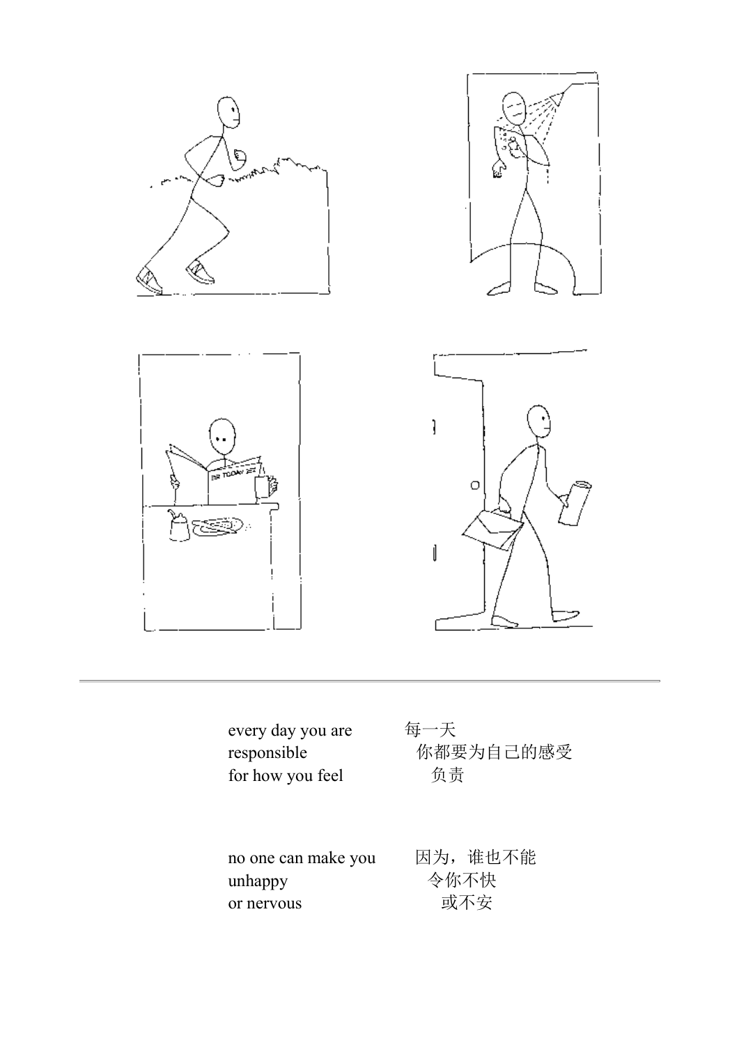every day you are
responsible
for how you feel

每一天
你都要为自己的感受
负责

no one can make you
unhappy
or nervous

因为，谁也不能
令你不快
或不安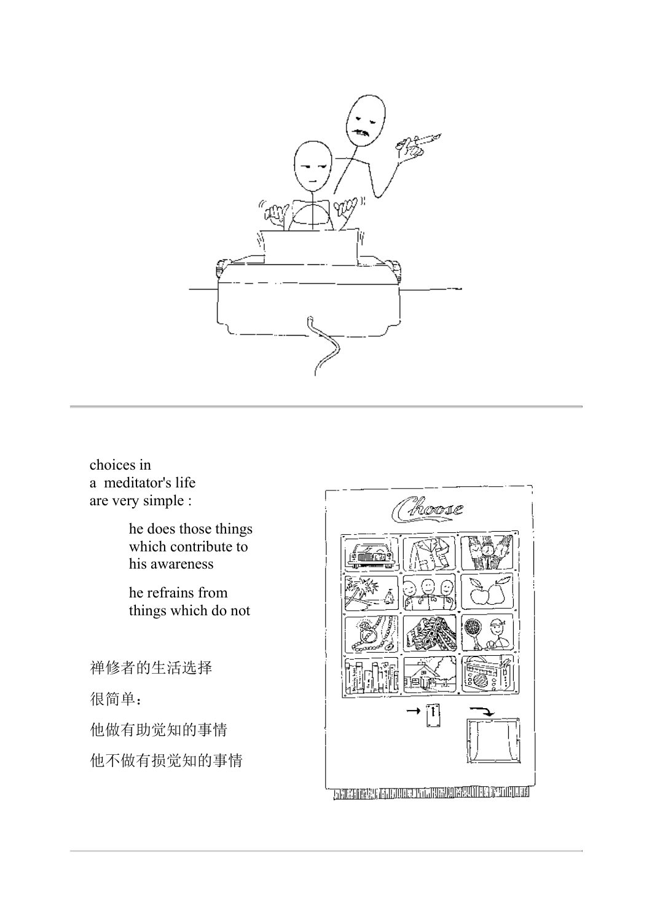choices in
a meditator's life
are very simple :

he does those things
which contribute to
his awareness

he refrains from
things which do not

禅修者的生活选择

很简单：

他做有助觉知的事情

他不做有损觉知的事情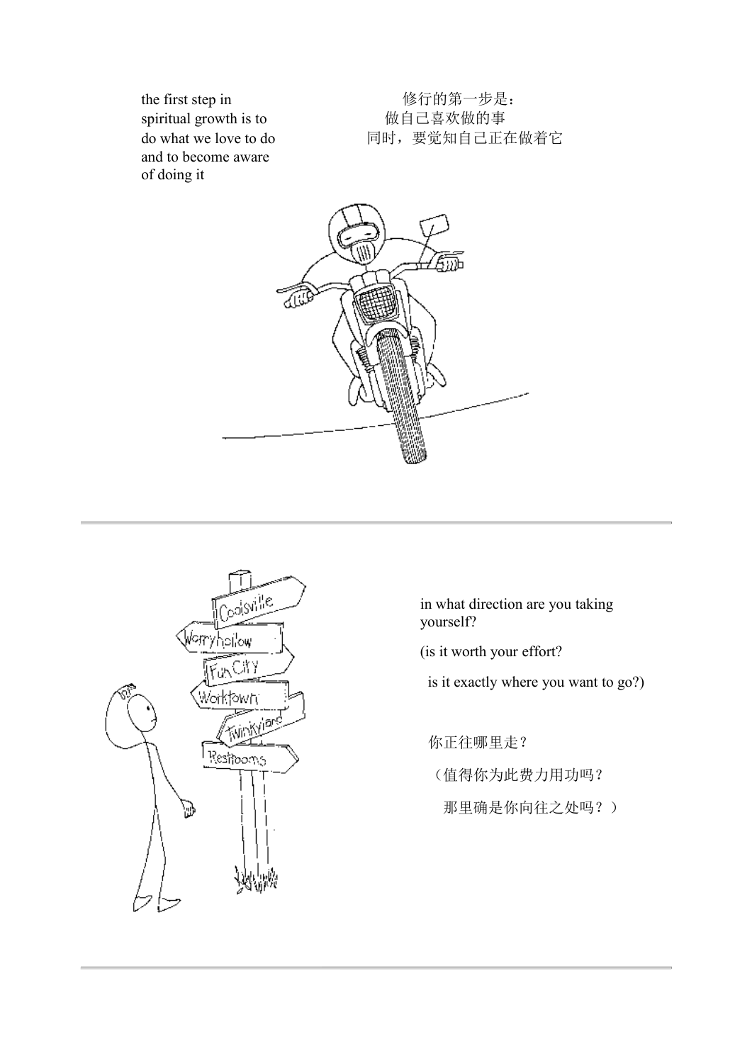the first step in
spiritual growth is to
do what we love to do
and to become aware
of doing it

修行的第一步是：
做自己喜欢做的事
同时，要觉知自己正在做着它

---

in what direction are you taking yourself?

(is it worth your effort?

is it exactly where you want to go?)

你正往哪里走？

（值得你为此费力用功吗？

那里确是你向往之处吗？）

---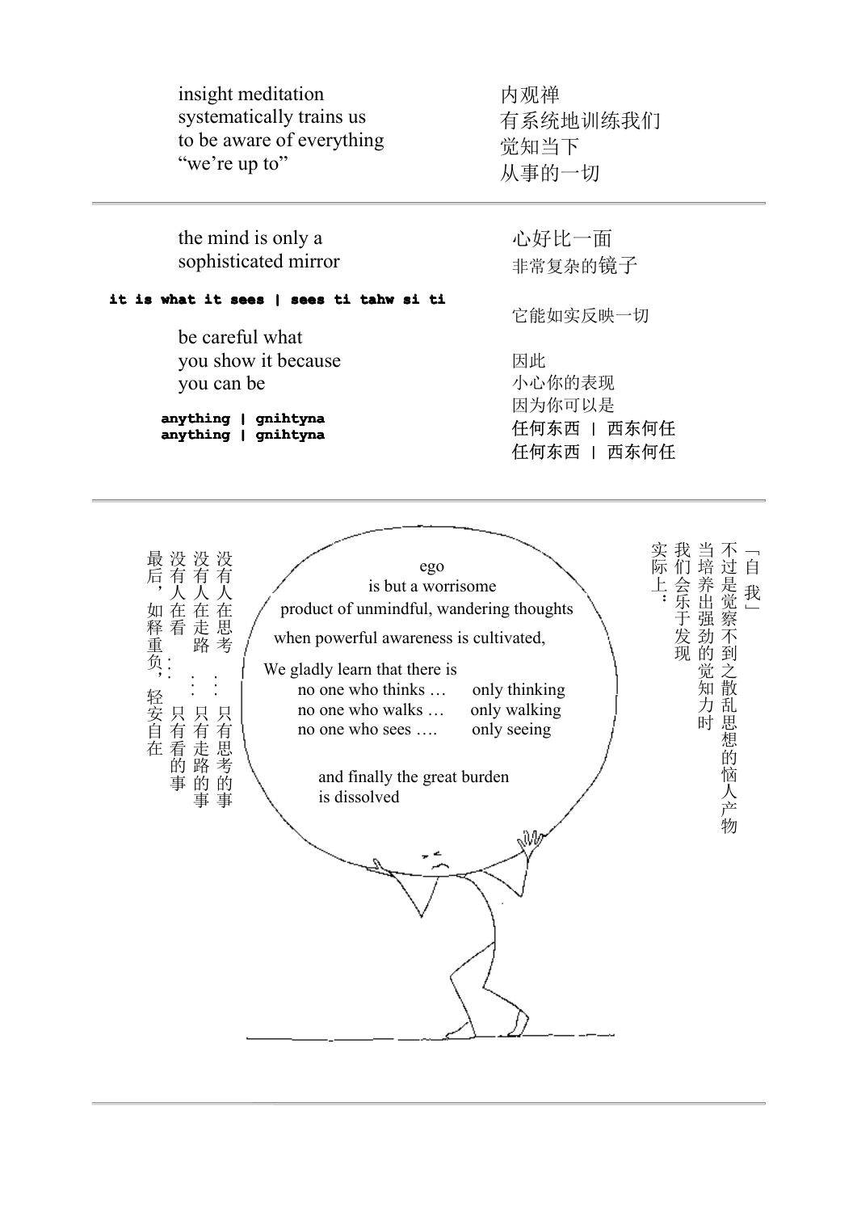insight meditation
systematically trains us
to be aware of everything
"we're up to"

内观禅
有系统地训练我们
觉知当下
从事的一切

---

the mind is only a
sophisticated mirror

**it is what it sees | sees ti tahw si ti**

be careful what
you show it because
you can be

**anything | gnihtyna**
**anything | gnihtyna**

心好比一面
非常复杂的镜子

它能如实反映一切

因此
小心你的表现
因为你可以是
**任何东西 | 西东何任**
**任何东西 | 西东何任**

---

「自 我」
不过是觉察不到之散乱思想的恼人产物
当培养出强劲的觉知力时
我们会乐于发现
实际上：

ego
is but a worrisome
product of unmindful, wandering thoughts
when powerful awareness is cultivated,

We gladly learn that there is
no one who thinks … only thinking
no one who walks … only walking
no one who sees …. only seeing

and finally the great burden
is dissolved

没有人在思考 … 只有思考的事
没有人在走路 … 只有走路的事
没有人在看 … 只有看的事
最后，如释重负；轻安自在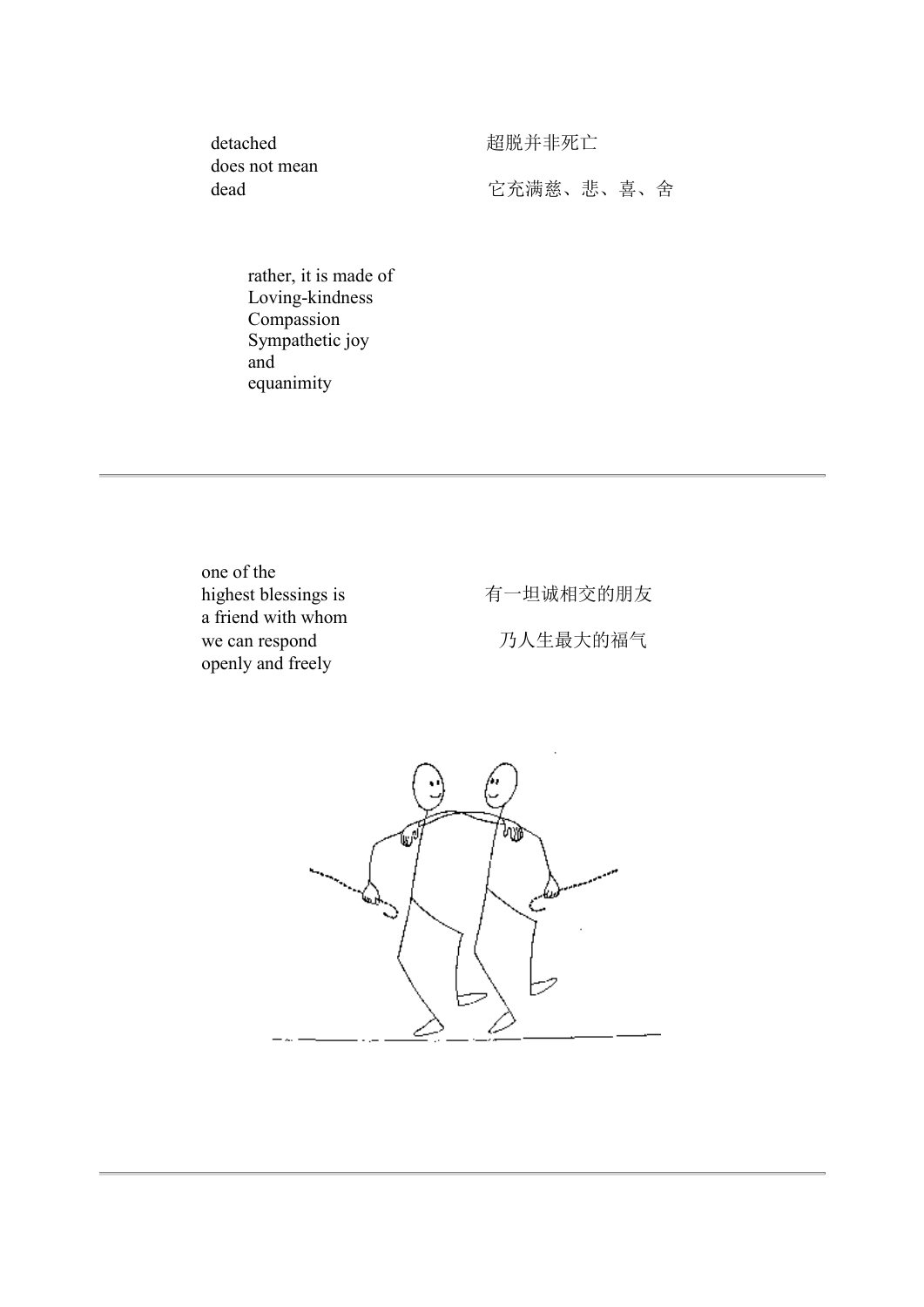detached
does not mean
dead

超脱并非死亡

它充满慈、悲、喜、舍

rather, it is made of
Loving-kindness
Compassion
Sympathetic joy
and
equanimity

---

one of the
highest blessings is
a friend with whom
we can respond
openly and freely

有一坦诚相交的朋友

乃人生最大的福气

---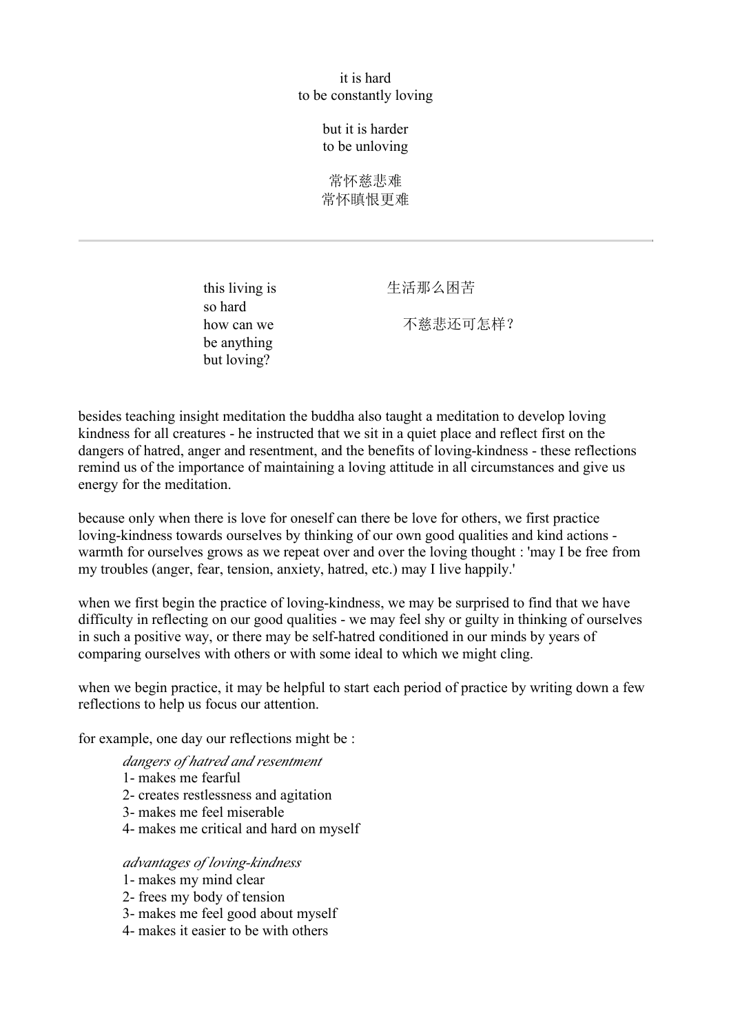it is hard
to be constantly loving

but it is harder
to be unloving

常怀慈悲难
常怀瞋恨更难

---

this living is
so hard
how can we
be anything
but loving?

生活那么困苦

不慈悲还可怎样?

besides teaching insight meditation the buddha also taught a meditation to develop loving kindness for all creatures - he instructed that we sit in a quiet place and reflect first on the dangers of hatred, anger and resentment, and the benefits of loving-kindness - these reflections remind us of the importance of maintaining a loving attitude in all circumstances and give us energy for the meditation.

because only when there is love for oneself can there be love for others, we first practice loving-kindness towards ourselves by thinking of our own good qualities and kind actions - warmth for ourselves grows as we repeat over and over the loving thought : 'may I be free from my troubles (anger, fear, tension, anxiety, hatred, etc.) may I live happily.'

when we first begin the practice of loving-kindness, we may be surprised to find that we have difficulty in reflecting on our good qualities - we may feel shy or guilty in thinking of ourselves in such a positive way, or there may be self-hatred conditioned in our minds by years of comparing ourselves with others or with some ideal to which we might cling.

when we begin practice, it may be helpful to start each period of practice by writing down a few reflections to help us focus our attention.

for example, one day our reflections might be :

*dangers of hatred and resentment*
1- makes me fearful
2- creates restlessness and agitation
3- makes me feel miserable
4- makes me critical and hard on myself

*advantages of loving-kindness*
1- makes my mind clear
2- frees my body of tension
3- makes me feel good about myself
4- makes it easier to be with others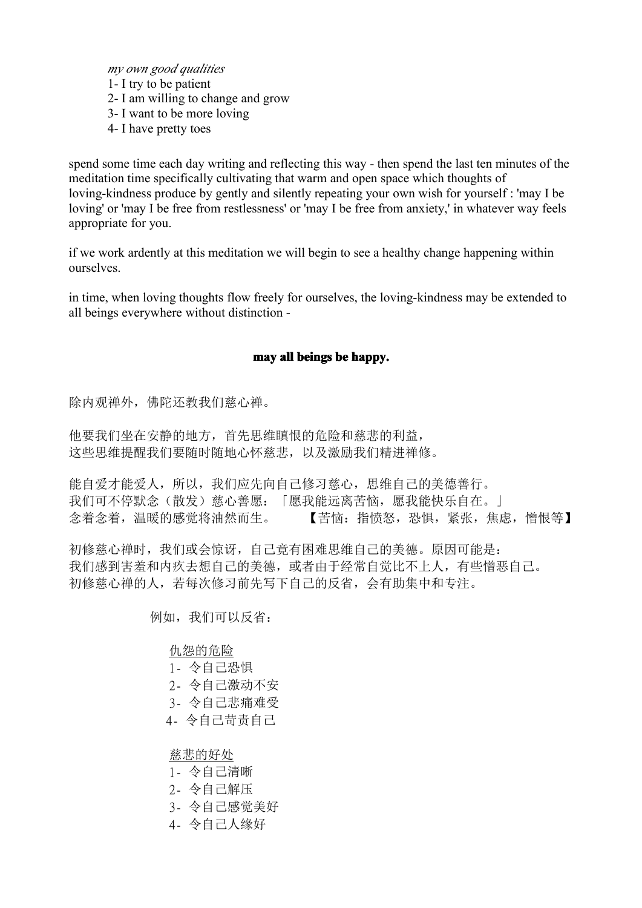*my own good qualities*

1- I try to be patient
2- I am willing to change and grow
3- I want to be more loving
4- I have pretty toes

spend some time each day writing and reflecting this way - then spend the last ten minutes of the meditation time specifically cultivating that warm and open space which thoughts of loving-kindness produce by gently and silently repeating your own wish for yourself : 'may I be loving' or 'may I be free from restlessness' or 'may I be free from anxiety,' in whatever way feels appropriate for you.

if we work ardently at this meditation we will begin to see a healthy change happening within ourselves.

in time, when loving thoughts flow freely for ourselves, the loving-kindness may be extended to all beings everywhere without distinction -

**may all beings be happy.**

除内观禅外，佛陀还教我们慈心禅。

他要我们坐在安静的地方，首先思维瞋恨的危险和慈悲的利益，
这些思维提醒我们要随时随地心怀慈悲，以及激励我们精进禅修。

能自爱才能爱人，所以，我们应先向自己修习慈心，思维自己的美德善行。
我们可不停默念（散发）慈心善愿：「愿我能远离苦恼，愿我能快乐自在。」
念着念着，温暖的感觉将油然而生。　　【苦恼：指愤怒，恐惧，紧张，焦虑，憎恨等】

初修慈心禅时，我们或会惊讶，自己竟有困难思维自己的美德。原因可能是：
我们感到害羞和内疚去想自己的美德，或者由于经常自觉比不上人，有些憎恶自己。
初修慈心禅的人，若每次修习前先写下自己的反省，会有助集中和专注。

例如，我们可以反省：

<u>仇怨的危险</u>

1- 令自己恐惧
2- 令自己激动不安
3- 令自己悲痛难受
4- 令自己苛责自己

<u>慈悲的好处</u>

1- 令自己清晰
2- 令自己解压
3- 令自己感觉美好
4- 令自己人缘好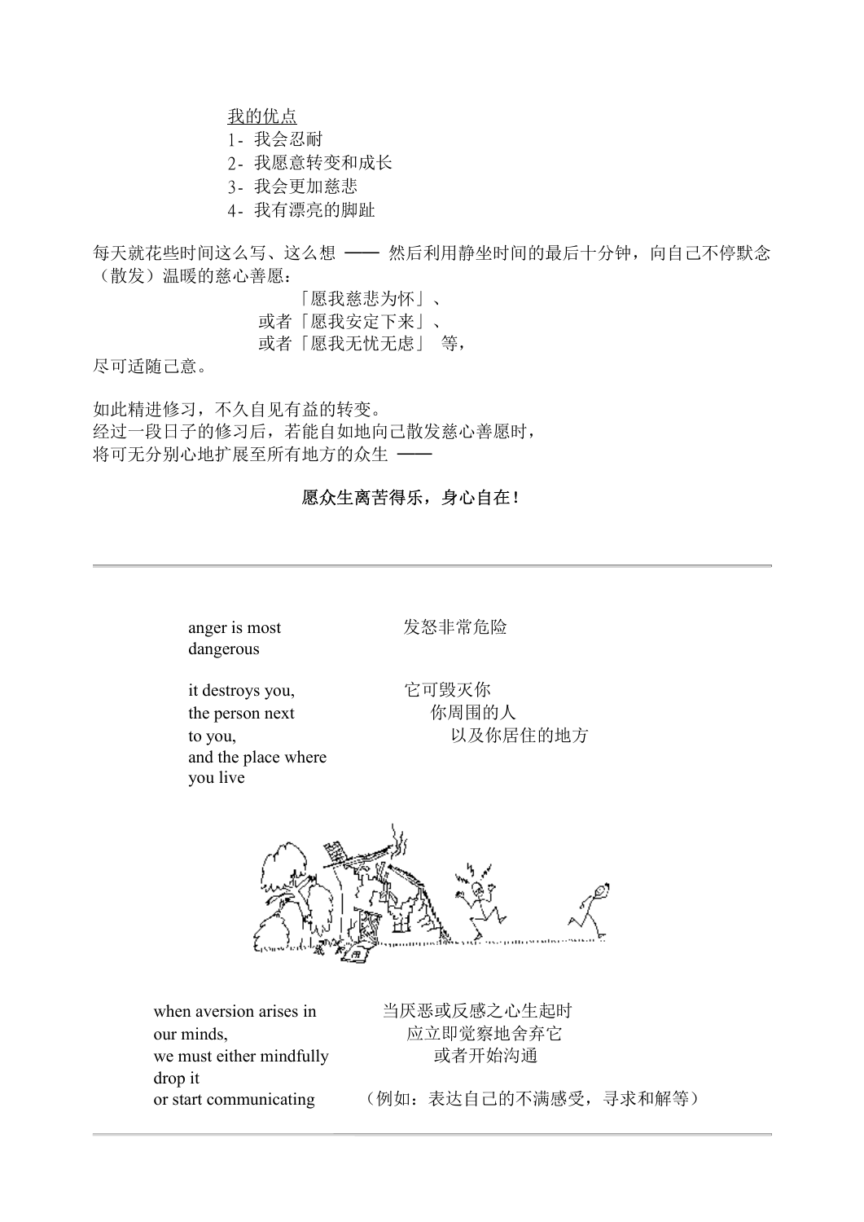<u>我的优点</u>

1- 我会忍耐
2- 我愿意转变和成长
3- 我会更加慈悲
4- 我有漂亮的脚趾

每天就花些时间这么写、这么想 —— 然后利用静坐时间的最后十分钟，向自己不停默念（散发）温暖的慈心善愿：

「愿我慈悲为怀」、
或者「愿我安定下来」、
或者「愿我无忧无虑」 等，

尽可适随己意。

如此精进修习，不久自见有益的转变。
经过一段日子的修习后，若能自如地向己散发慈心善愿时，
将可无分别心地扩展至所有地方的众生 ——

**愿众生离苦得乐，身心自在！**

---

anger is most dangerous
发怒非常危险

it destroys you, the person next to you, and the place where you live
它可毁灭你
你周围的人
以及你居住的地方

when aversion arises in our minds, we must either mindfully drop it or start communicating
当厌恶或反感之心生起时
应立即觉察地舍弃它
或者开始沟通
（例如：表达自己的不满感受，寻求和解等）

---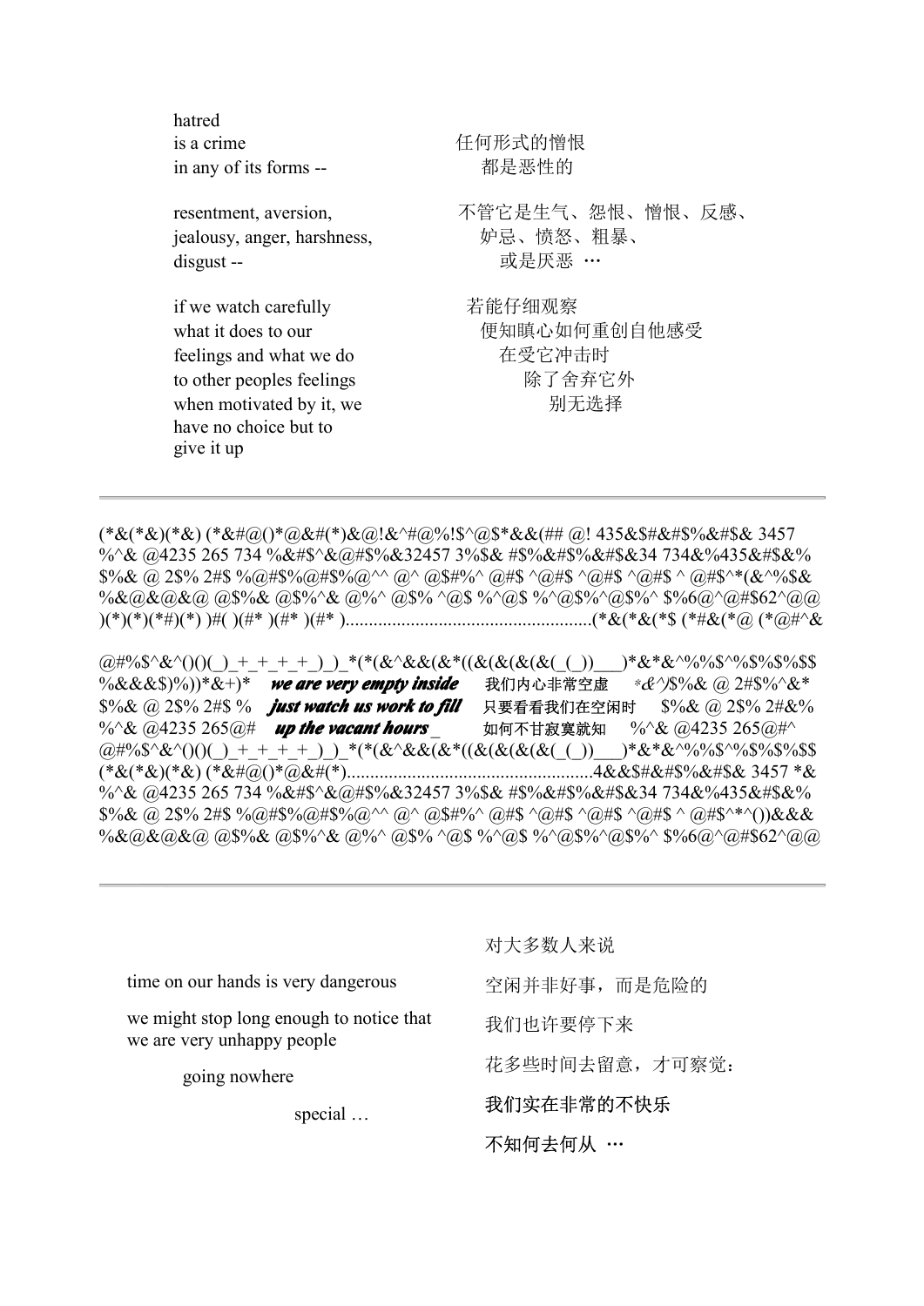hatred
is a crime
in any of its forms --

任何形式的憎恨
都是恶性的

resentment, aversion,
jealousy, anger, harshness,
disgust --

不管它是生气、怨恨、憎恨、反感、
妒忌、愤怒、粗暴、
或是厌恶 …

if we watch carefully
what it does to our
feelings and what we do
to other peoples feelings
when motivated by it, we
have no choice but to
give it up

若能仔细观察
便知瞋心如何重创自他感受
在受它冲击时
除了舍弃它外
别无选择

---

(*&(*&)(*&) (*&#@()*@&#(*)&@!&^#@%!$^@$*&&(## @! 435&$#&#$%&#$& 3457
%^& @4235 265 734 %&#$^&@#$%&32457 3%$& #$%&#$%&#$&34 734&%435&#$&%
$%& @ 2$% 2#$ %@#$%@#$%@^^ @^ @$#%^ @#$ ^@#$ ^@#$ ^@#$ ^ @#$^*(&^%$&
%&@&@&@ @$%& @$%^& @%^ @$% ^@$ %^@$ %^@$%^@$%^ $%6@^@#$62^@@
)(*)(*)(*#)(*) )#( )(#* )(#* )(#* )....................................................(*&(*&(*$ (*#&(*@ (*@#^&

@#%$^&^()()(_)_+_+_+_+_)_)_*(*(&^&&(&*((&(&(&(&(_(_))___)*&*&^%%$^%$%$%$$
%&&&$)%))*&+)* ***we are very empty inside*** 我们内心非常空虚 *&^)$%& @ 2#$%^&*
$%& @ 2$% 2#$ % ***just watch us work to fill*** 只要看看我们在空闲时 $%& @ 2$% 2#&%
%^& @4235 265@# ***up the vacant hours*** _ 如何不甘寂寞就知 %^& @4235 265@#^
@#%$^&^()()(_)_+_+_+_+_)_)_*(*(&^&&(&*((&(&(&(&(_(_))___)*&*&^%%$^%$%$%$$
(*&(*&)(*&) (*&#@()*@&#(*)....................................................4&&$#&#$%&#$& 3457 *&
%^& @4235 265 734 %&#$^&@#$%&32457 3%$& #$%&#$%&#$&34 734&%435&#$&%
$%& @ 2$% 2#$ %@#$%@#$%@^^ @^ @$#%^ @#$ ^@#$ ^@#$ ^@#$ ^ @#$^*^())&&&
%&@&@&@ @$%& @$%^& @%^ @$% ^@$ %^@$ %^@$%^@$%^ $%6@^@#$62^@@

---

time on our hands is very dangerous

we might stop long enough to notice that
we are very unhappy people

going nowhere

special …

对大多数人来说

空闲并非好事，而是危险的

我们也许要停下来

花多些时间去留意，才可察觉：

我们实在非常的不快乐

不知何去何从 …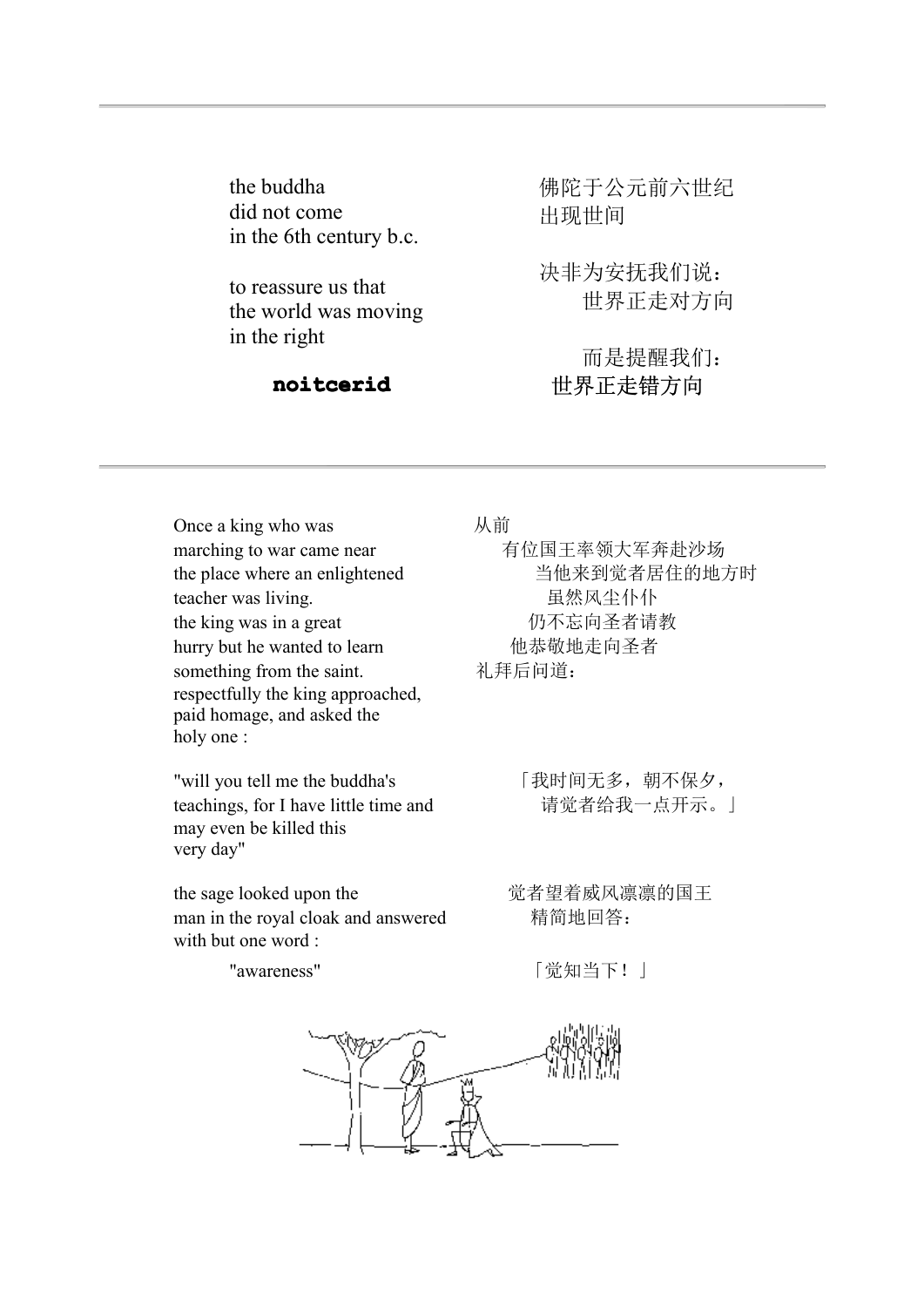---

the buddha
did not come
in the 6th century b.c.

to reassure us that
the world was moving
in the right

**noitcerid**

佛陀于公元前六世纪
出现世间

决非为安抚我们说：
世界正走对方向

而是提醒我们：
世界正走错方向

---

Once a king who was
marching to war came near
the place where an enlightened
teacher was living.
the king was in a great
hurry but he wanted to learn
something from the saint.
respectfully the king approached,
paid homage, and asked the
holy one :

"will you tell me the buddha's
teachings, for I have little time and
may even be killed this
very day"

the sage looked upon the
man in the royal cloak and answered
with but one word :

"awareness"

从前
有位国王率领大军奔赴沙场
当他来到觉者居住的地方时
虽然风尘仆仆
仍不忘向圣者请教
他恭敬地走向圣者
礼拜后问道：

「我时间无多，朝不保夕，
请觉者给我一点开示。」

觉者望着威风凛凛的国王
精简地回答：

「觉知当下！」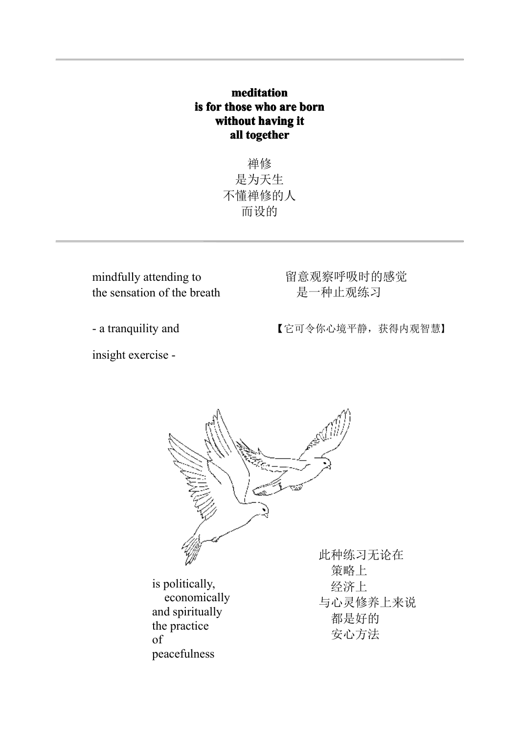---

**meditation**
**is for those who are born**
**without having it**
**all together**

禅修
是为天生
不懂禅修的人
而设的

---

mindfully attending to
the sensation of the breath

- a tranquility and

insight exercise -

留意观察呼吸时的感觉
是一种止观练习

【它可令你心境平静，获得内观智慧】

is politically,
economically
and spiritually
the practice
of
peacefulness

此种练习无论在
策略上
经济上
与心灵修养上来说
都是好的
安心方法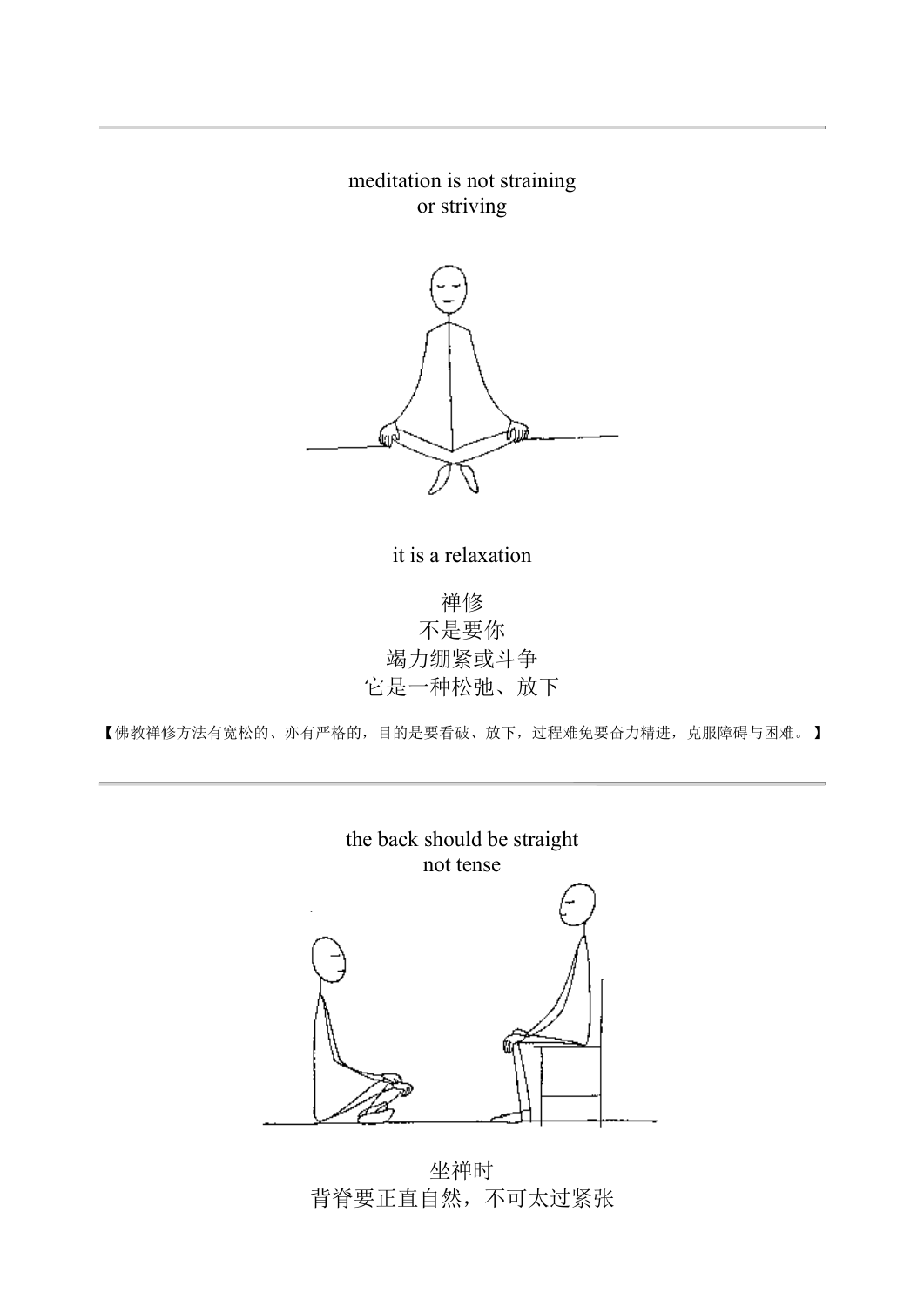---

meditation is not straining
or striving

it is a relaxation

禅修
不是要你
竭力绷紧或斗争
它是一种松弛、放下

【佛教禅修方法有宽松的、亦有严格的，目的是要看破、放下，过程难免要奋力精进，克服障碍与困难。】

---

the back should be straight
not tense

坐禅时
背脊要正直自然，不可太过紧张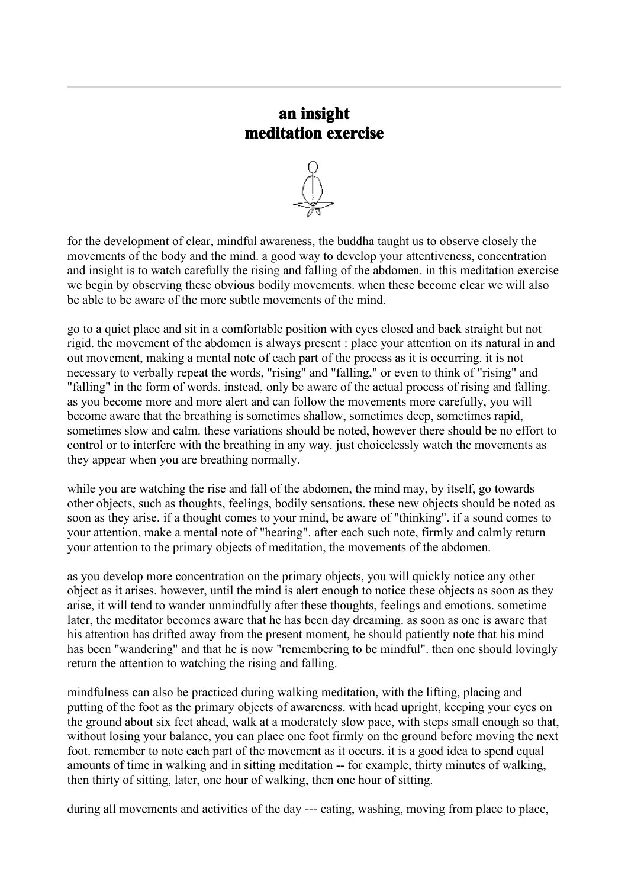# an insight meditation exercise

for the development of clear, mindful awareness, the buddha taught us to observe closely the movements of the body and the mind. a good way to develop your attentiveness, concentration and insight is to watch carefully the rising and falling of the abdomen. in this meditation exercise we begin by observing these obvious bodily movements. when these become clear we will also be able to be aware of the more subtle movements of the mind.

go to a quiet place and sit in a comfortable position with eyes closed and back straight but not rigid. the movement of the abdomen is always present : place your attention on its natural in and out movement, making a mental note of each part of the process as it is occurring. it is not necessary to verbally repeat the words, "rising" and "falling," or even to think of "rising" and "falling" in the form of words. instead, only be aware of the actual process of rising and falling. as you become more and more alert and can follow the movements more carefully, you will become aware that the breathing is sometimes shallow, sometimes deep, sometimes rapid, sometimes slow and calm. these variations should be noted, however there should be no effort to control or to interfere with the breathing in any way. just choicelessly watch the movements as they appear when you are breathing normally.

while you are watching the rise and fall of the abdomen, the mind may, by itself, go towards other objects, such as thoughts, feelings, bodily sensations. these new objects should be noted as soon as they arise. if a thought comes to your mind, be aware of "thinking". if a sound comes to your attention, make a mental note of "hearing". after each such note, firmly and calmly return your attention to the primary objects of meditation, the movements of the abdomen.

as you develop more concentration on the primary objects, you will quickly notice any other object as it arises. however, until the mind is alert enough to notice these objects as soon as they arise, it will tend to wander unmindfully after these thoughts, feelings and emotions. sometime later, the meditator becomes aware that he has been day dreaming. as soon as one is aware that his attention has drifted away from the present moment, he should patiently note that his mind has been "wandering" and that he is now "remembering to be mindful". then one should lovingly return the attention to watching the rising and falling.

mindfulness can also be practiced during walking meditation, with the lifting, placing and putting of the foot as the primary objects of awareness. with head upright, keeping your eyes on the ground about six feet ahead, walk at a moderately slow pace, with steps small enough so that, without losing your balance, you can place one foot firmly on the ground before moving the next foot. remember to note each part of the movement as it occurs. it is a good idea to spend equal amounts of time in walking and in sitting meditation -- for example, thirty minutes of walking, then thirty of sitting, later, one hour of walking, then one hour of sitting.

during all movements and activities of the day --- eating, washing, moving from place to place,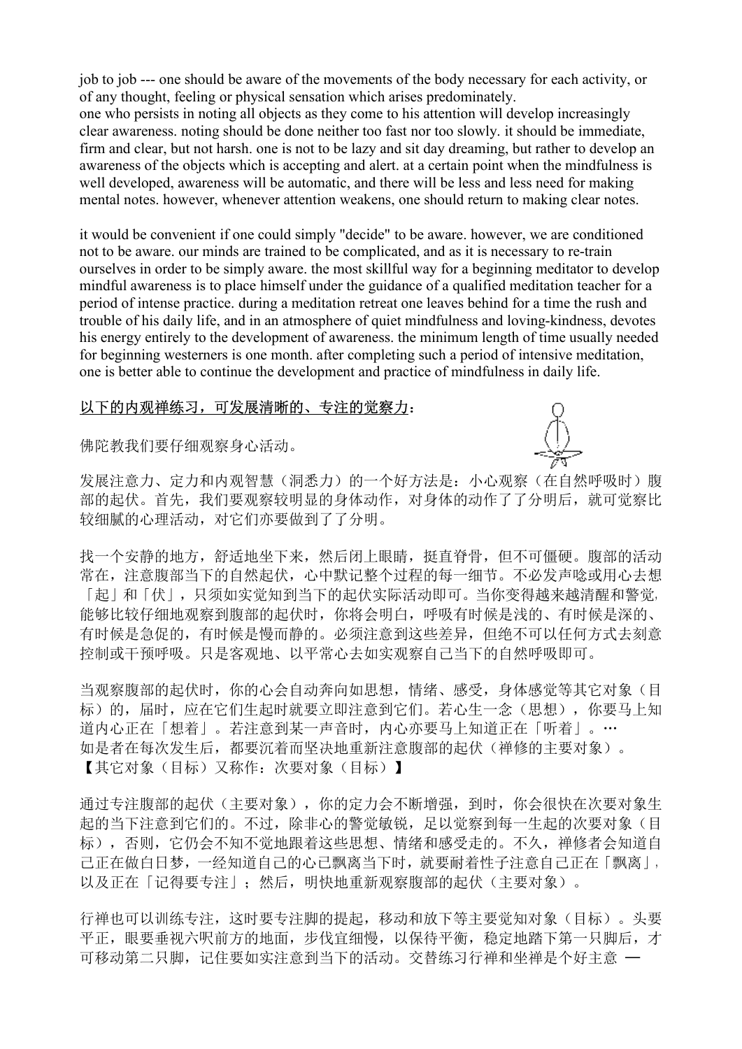job to job --- one should be aware of the movements of the body necessary for each activity, or of any thought, feeling or physical sensation which arises predominately.

one who persists in noting all objects as they come to his attention will develop increasingly clear awareness. noting should be done neither too fast nor too slowly. it should be immediate, firm and clear, but not harsh. one is not to be lazy and sit day dreaming, but rather to develop an awareness of the objects which is accepting and alert. at a certain point when the mindfulness is well developed, awareness will be automatic, and there will be less and less need for making mental notes. however, whenever attention weakens, one should return to making clear notes.

it would be convenient if one could simply "decide" to be aware. however, we are conditioned not to be aware. our minds are trained to be complicated, and as it is necessary to re-train ourselves in order to be simply aware. the most skillful way for a beginning meditator to develop mindful awareness is to place himself under the guidance of a qualified meditation teacher for a period of intense practice. during a meditation retreat one leaves behind for a time the rush and trouble of his daily life, and in an atmosphere of quiet mindfulness and loving-kindness, devotes his energy entirely to the development of awareness. the minimum length of time usually needed for beginning westerners is one month. after completing such a period of intensive meditation, one is better able to continue the development and practice of mindfulness in daily life.

<u>以下的内观禅练习，可发展清晰的、专注的觉察力</u>：

佛陀教我们要仔细观察身心活动。

发展注意力、定力和内观智慧（洞悉力）的一个好方法是：小心观察（在自然呼吸时）腹部的起伏。首先，我们要观察较明显的身体动作，对身体的动作了了分明后，就可觉察比较细腻的心理活动，对它们亦要做到了了分明。

找一个安静的地方，舒适地坐下来，然后闭上眼睛，挺直脊骨，但不可僵硬。腹部的活动常在，注意腹部当下的自然起伏，心中默记整个过程的每一细节。不必发声唸或用心去想「起」和「伏」，只须如实觉知到当下的起伏实际活动即可。当你变得越来越清醒和警觉，能够比较仔细地观察到腹部的起伏时，你将会明白，呼吸有时候是浅的、有时候是深的、有时候是急促的，有时候是慢而静的。必须注意到这些差异，但绝不可以任何方式去刻意控制或干预呼吸。只是客观地、以平常心去如实观察自己当下的自然呼吸即可。

当观察腹部的起伏时，你的心会自动奔向如思想，情绪、感受，身体感觉等其它对象（目标）的，届时，应在它们生起时就要立即注意到它们。若心生一念（思想），你要马上知道内心正在「想着」。若注意到某一声音时，内心亦要马上知道正在「听着」。…
如是者在每次发生后，都要沉着而坚决地重新注意腹部的起伏（禅修的主要对象）。
【其它对象（目标）又称作：次要对象（目标）】

通过专注腹部的起伏（主要对象），你的定力会不断增强，到时，你会很快在次要对象生起的当下注意到它们的。不过，除非心的警觉敏锐，足以觉察到每一生起的次要对象（目标），否则，它仍会不知不觉地跟着这些思想、情绪和感受走的。不久，禅修者会知道自己正在做白日梦，一经知道自己的心已飘离当下时，就要耐着性子注意自己正在「飘离」，以及正在「记得要专注」；然后，明快地重新观察腹部的起伏（主要对象）。

行禅也可以训练专注，这时要专注脚的提起，移动和放下等主要觉知对象（目标）。头要平正，眼要垂视六呎前方的地面，步伐宜细慢，以保持平衡，稳定地踏下第一只脚后，才可移动第二只脚，记住要如实注意到当下的活动。交替练习行禅和坐禅是个好主意 —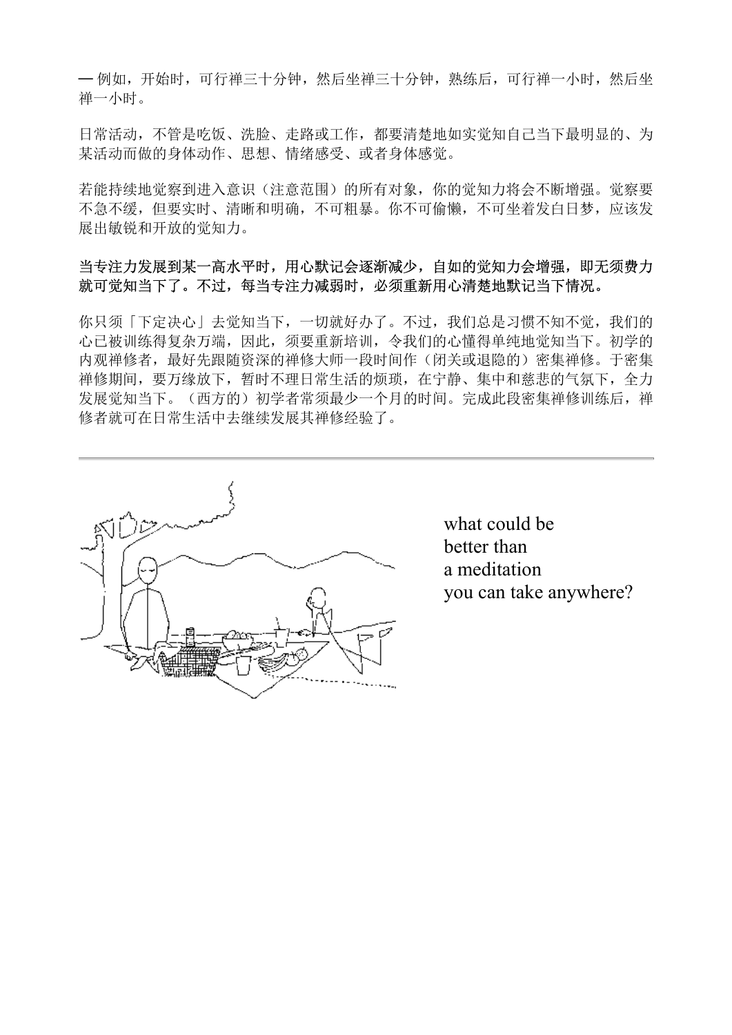— 例如，开始时，可行禅三十分钟，然后坐禅三十分钟，熟练后，可行禅一小时，然后坐禅一小时。

日常活动，不管是吃饭、洗脸、走路或工作，都要清楚地如实觉知自己当下最明显的、为某活动而做的身体动作、思想、情绪感受、或者身体感觉。

若能持续地觉察到进入意识（注意范围）的所有对象，你的觉知力将会不断增强。觉察要不急不缓，但要实时、清晰和明确，不可粗暴。你不可偷懒，不可坐着发白日梦，应该发展出敏锐和开放的觉知力。

**当专注力发展到某一高水平时，用心默记会逐渐减少，自如的觉知力会增强，即无须费力就可觉知当下了。不过，每当专注力减弱时，必须重新用心清楚地默记当下情况。**

你只须「下定决心」去觉知当下，一切就好办了。不过，我们总是习惯不知不觉，我们的心已被训练得复杂万端，因此，须要重新培训，令我们的心懂得单纯地觉知当下。初学的内观禅修者，最好先跟随资深的禅修大师一段时间作（闭关或退隐的）密集禅修。于密集禅修期间，要万缘放下，暂时不理日常生活的烦琐，在宁静、集中和慈悲的气氛下，全力发展觉知当下。（西方的）初学者常须最少一个月的时间。完成此段密集禅修训练后，禅修者就可在日常生活中去继续发展其禅修经验了。

---

what could be
better than
a meditation
you can take anywhere?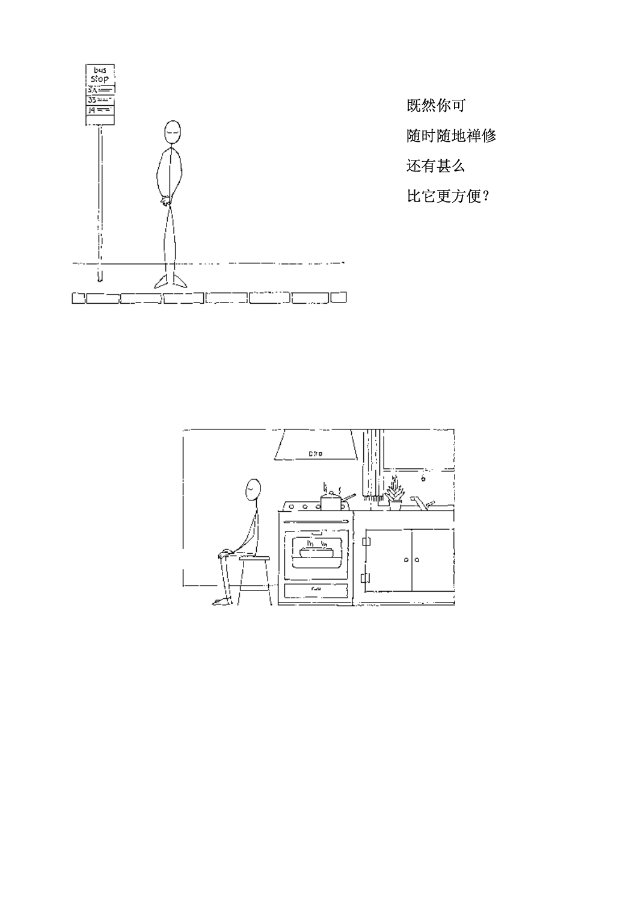既然你可

随时随地禅修

还有甚么

比它更方便？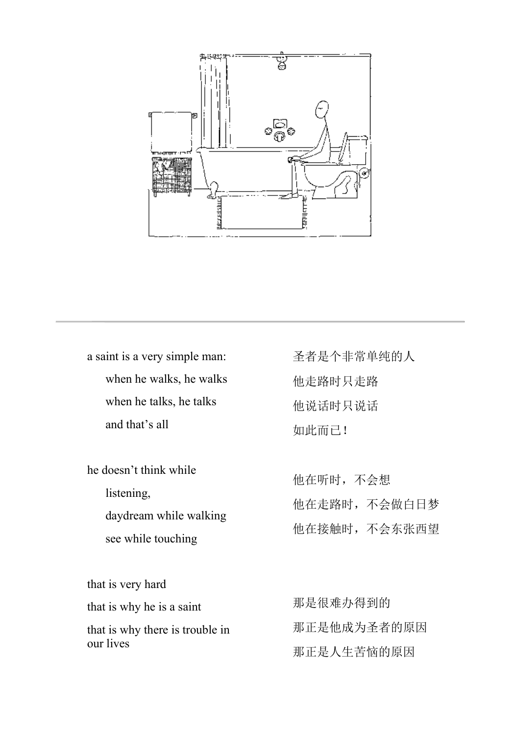---

a saint is a very simple man:
when he walks, he walks
when he talks, he talks
and that’s all

圣者是个非常单纯的人
他走路时只走路
他说话时只说话
如此而已！

he doesn’t think while listening,
daydream while walking
see while touching

他在听时，不会想
他在走路时，不会做白日梦
他在接触时，不会东张西望

that is very hard
that is why he is a saint
that is why there is trouble in our lives

那是很难办得到的
那正是他成为圣者的原因
那正是人生苦恼的原因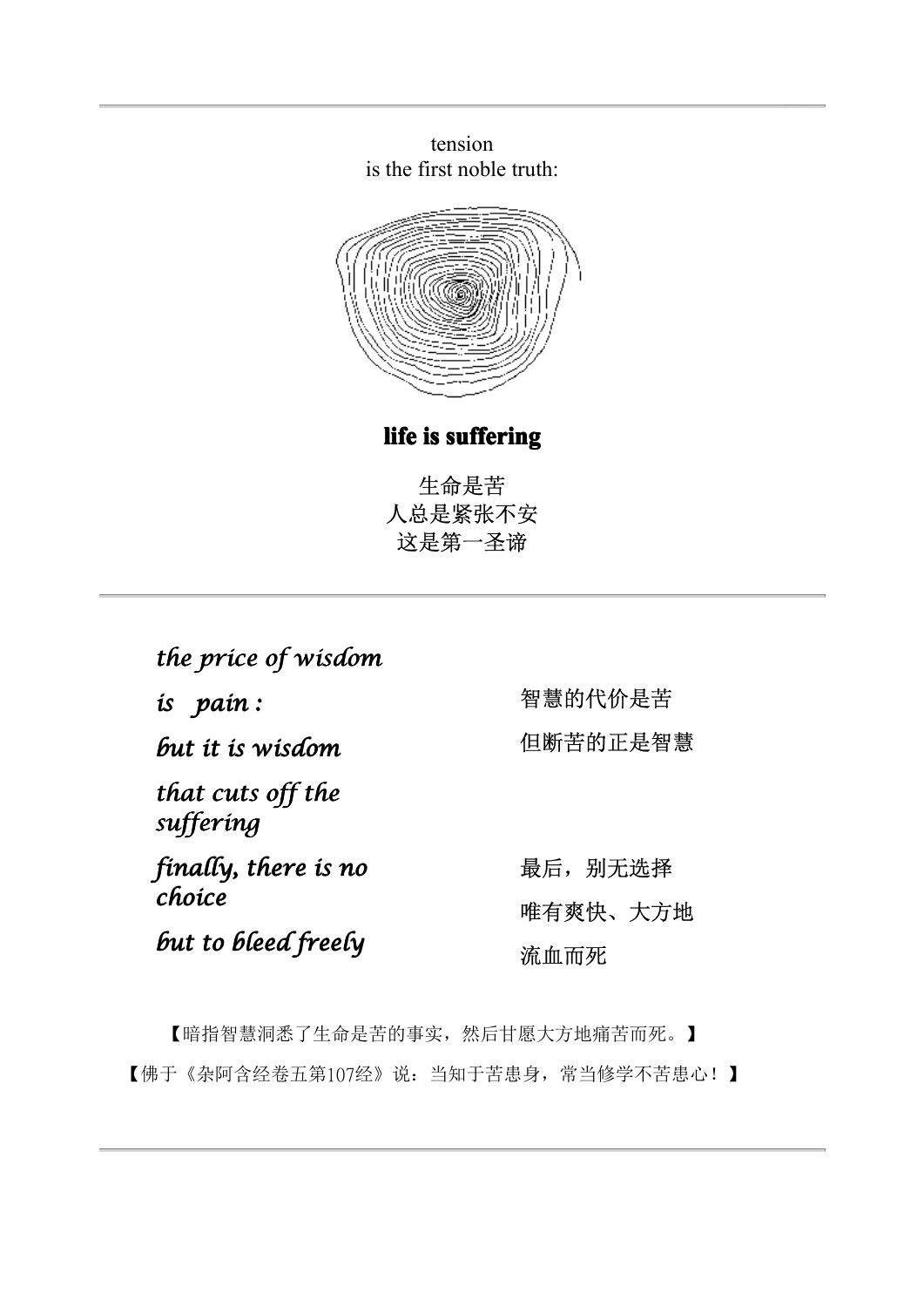---

tension
is the first noble truth:

**life is suffering**

生命是苦
人总是紧张不安
这是第一圣谛

---

*the price of wisdom*

*is pain :*

*but it is wisdom*

*that cuts off the suffering*

*finally, there is no choice*

*but to bleed freely*

智慧的代价是苦

但断苦的正是智慧

最后，别无选择

唯有爽快、大方地

流血而死

【暗指智慧洞悉了生命是苦的事实，然后甘愿大方地痛苦而死。】

【佛于《杂阿含经卷五第107经》说：当知于苦患身，常当修学不苦患心！】

---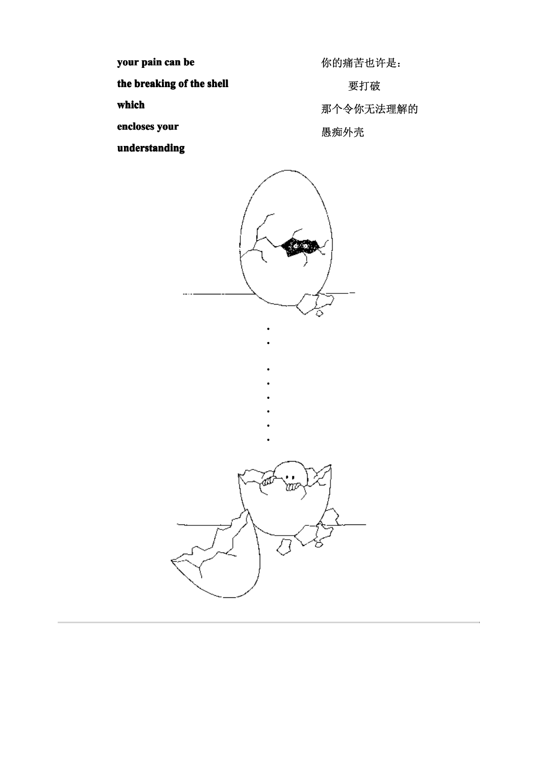**your pain can be**

**the breaking of the shell**

**which**

**encloses your**

**understanding**

你的痛苦也许是：

要打破

那个令你无法理解的

愚痴外壳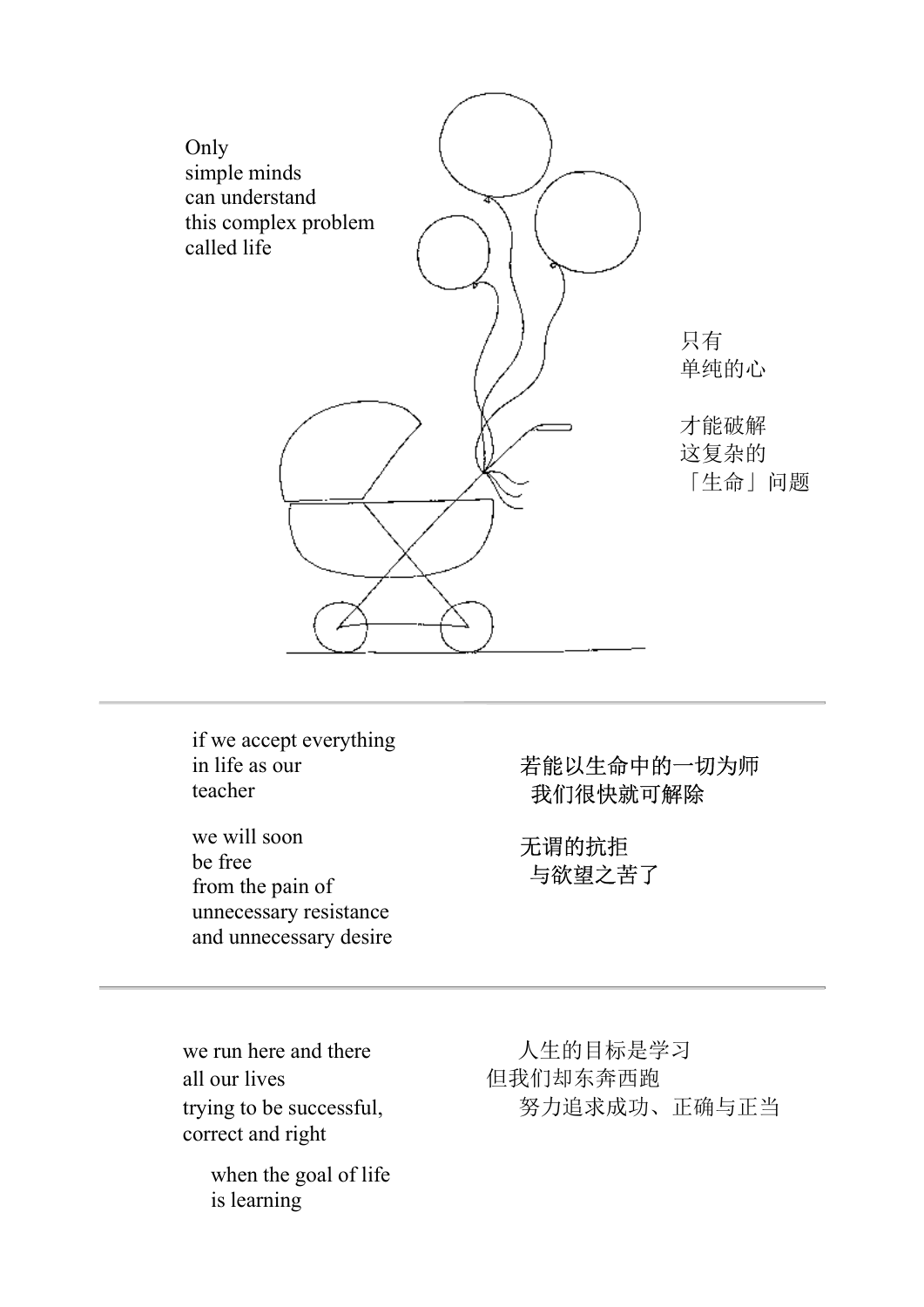Only
simple minds
can understand
this complex problem
called life

只有
单纯的心

才能破解
这复杂的
「生命」问题

---

if we accept everything
in life as our
teacher

we will soon
be free
from the pain of
unnecessary resistance
and unnecessary desire

若能以生命中的一切为师
我们很快就可解除

无谓的抗拒
与欲望之苦了

---

we run here and there
all our lives
trying to be successful,
correct and right

when the goal of life
is learning

人生的目标是学习
但我们却东奔西跑
努力追求成功、正确与正当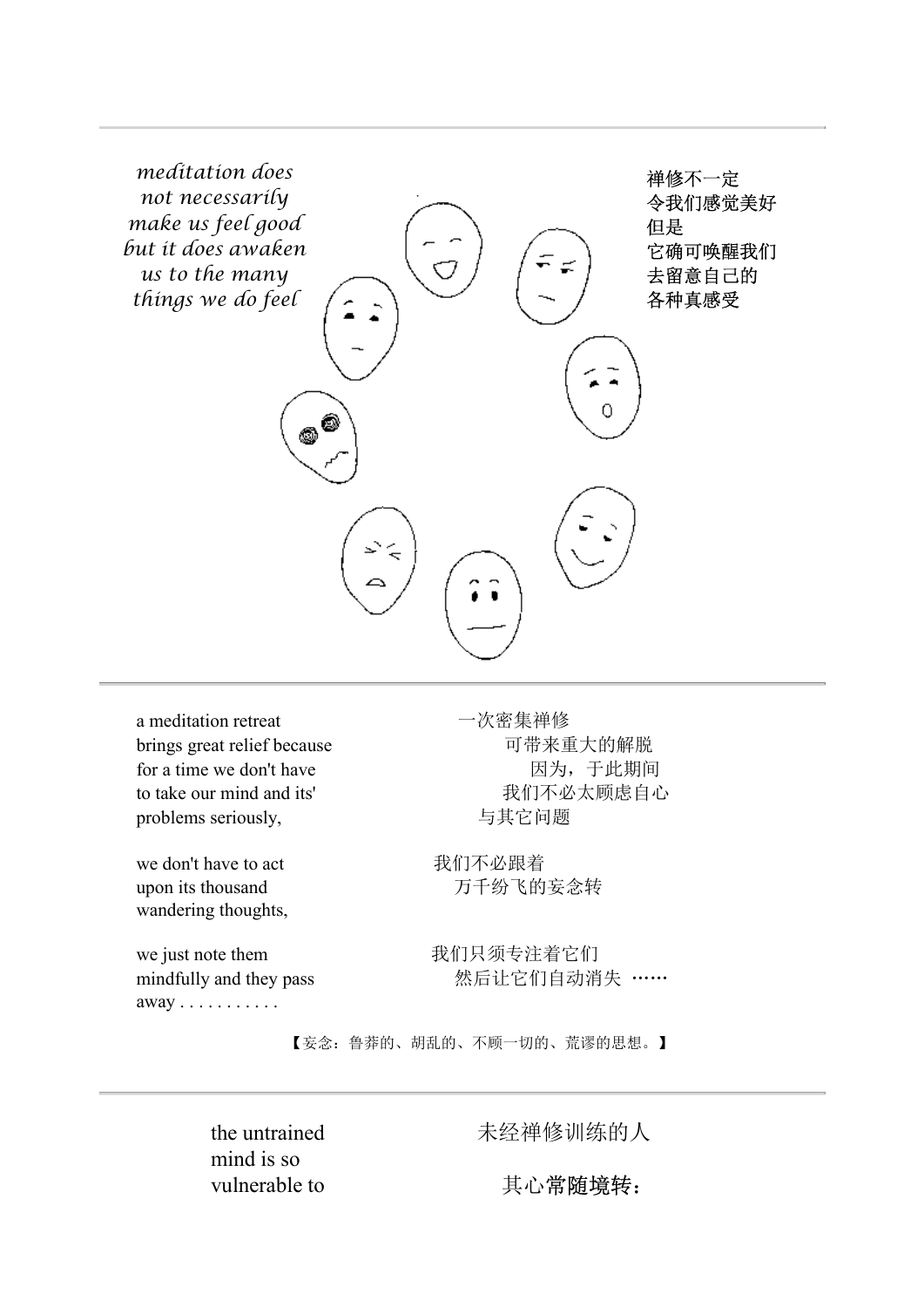---

*meditation does not necessarily make us feel good but it does awaken us to the many things we do feel*

禅修不一定
令我们感觉美好
但是
它确可唤醒我们
去留意自己的
各种真感受

---

a meditation retreat
brings great relief because
for a time we don't have
to take our mind and its'
problems seriously,

一次密集禅修
可带来重大的解脱
因为，于此期间
我们不必太顾虑自心
与其它问题

we don't have to act
upon its thousand
wandering thoughts,

我们不必跟着
万千纷飞的妄念转

we just note them
mindfully and they pass
away . . . . . . . . . . .

我们只须专注着它们
然后让它们自动消失 ……

【妄念：鲁莽的、胡乱的、不顾一切的、荒谬的思想。】

---

the untrained
mind is so
vulnerable to

未经禅修训练的人

其心**常随境转**：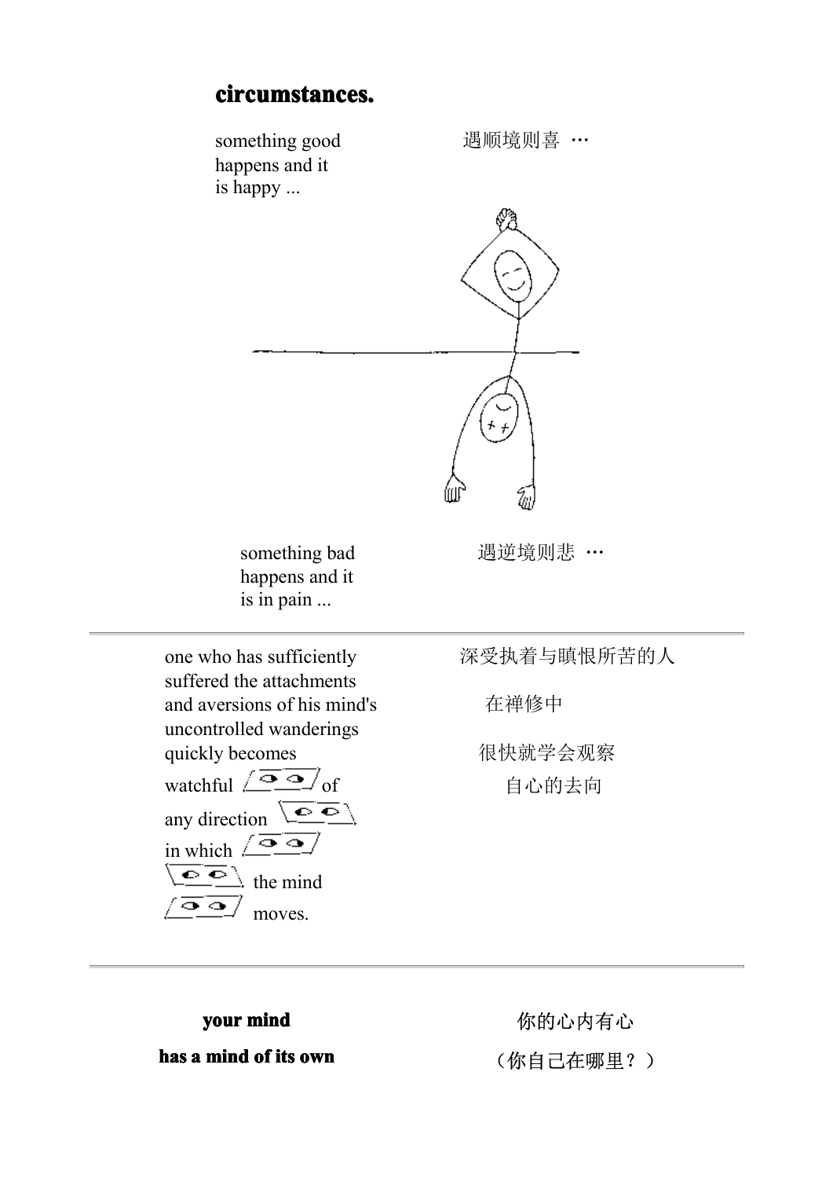**circumstances.**

something good
happens and it
is happy ...

遇顺境则喜 …

something bad
happens and it
is in pain ...

遇逆境则悲 …

---

one who has sufficiently
suffered the attachments
and aversions of his mind's
uncontrolled wanderings
quickly becomes
watchful of
any direction
in which
the mind
moves.

深受执着与瞋恨所苦的人

在禅修中

很快就学会观察

自心的去向

---

**your mind**

**has a mind of its own**

你的心内有心

（你自己在哪里？）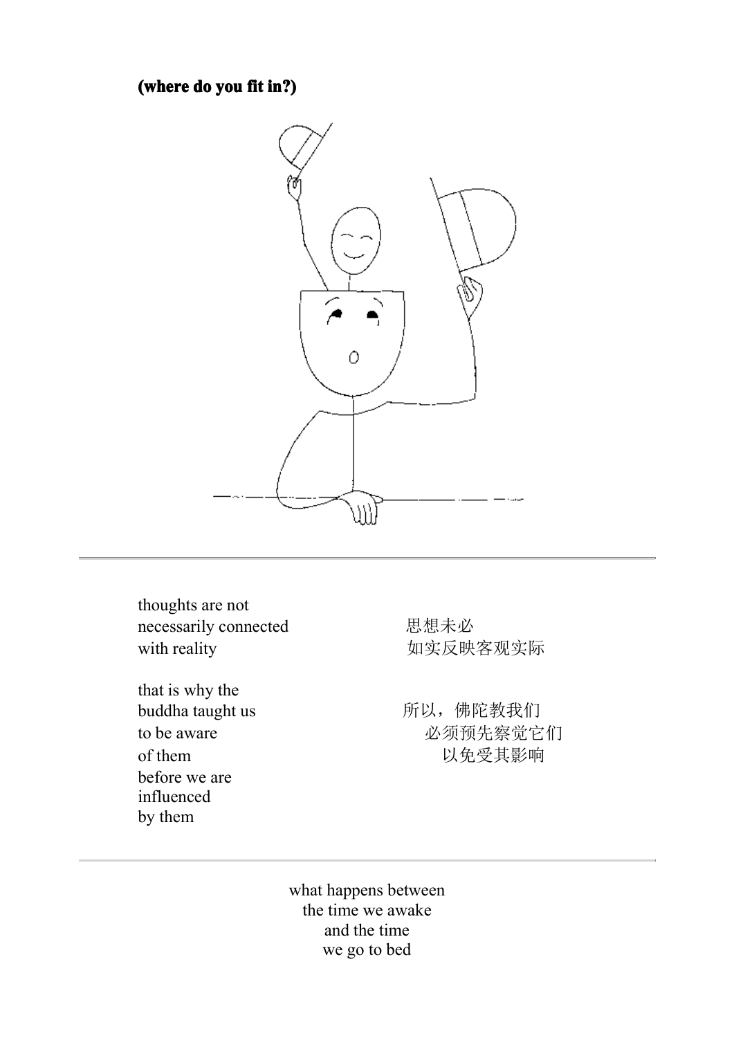**(where do you fit in?)**

---

thoughts are not
necessarily connected
with reality

思想未必
如实反映客观实际

that is why the
buddha taught us
to be aware
of them
before we are
influenced
by them

所以，佛陀教我们
必须预先察觉它们
以免受其影响

---

what happens between
the time we awake
and the time
we go to bed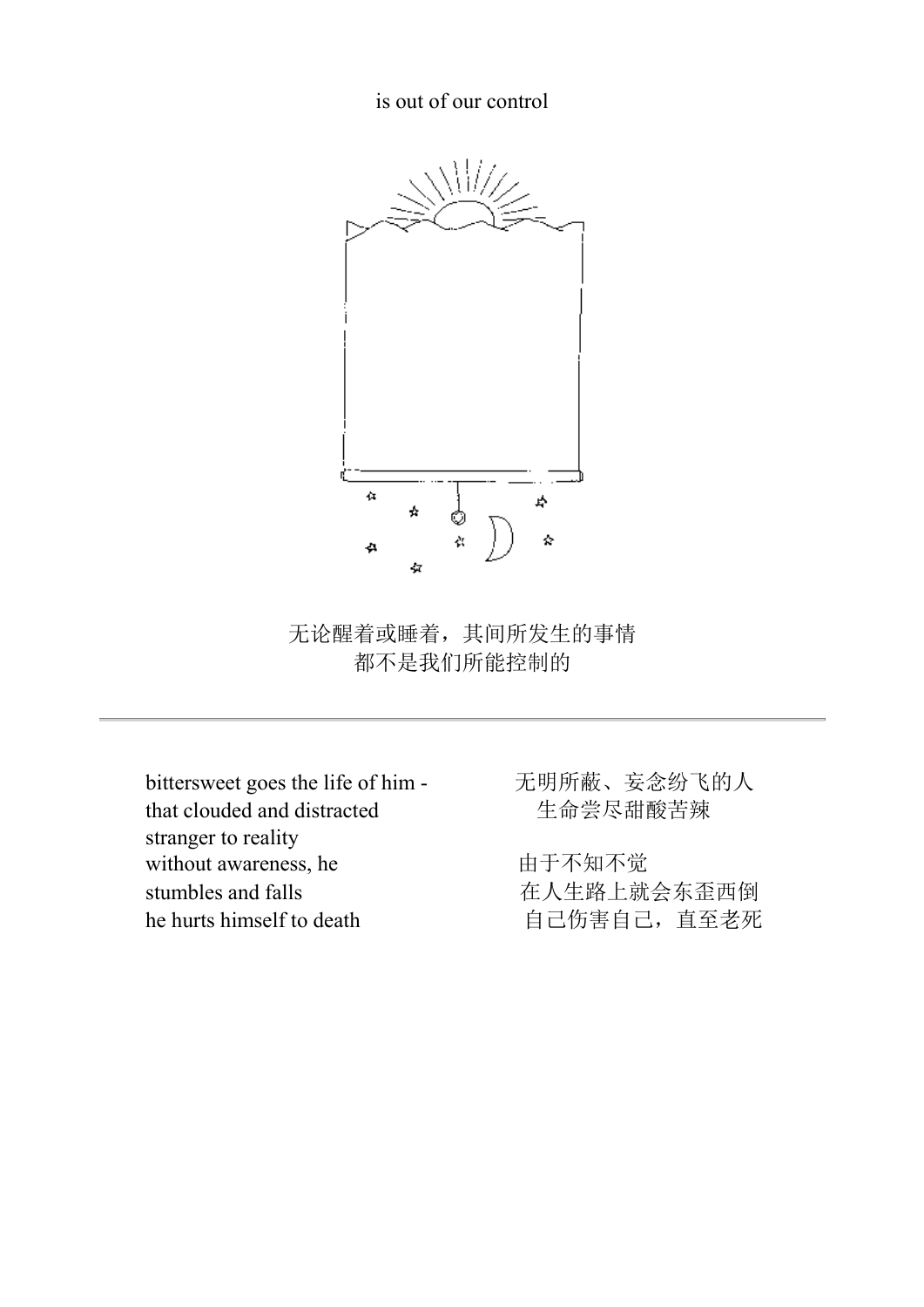is out of our control

无论醒着或睡着，其间所发生的事情
都不是我们所能控制的

---

bittersweet goes the life of him -
that clouded and distracted
stranger to reality
without awareness, he
stumbles and falls
he hurts himself to death

无明所蔽、妄念纷飞的人
生命尝尽甜酸苦辣

由于不知不觉
在人生路上就会东歪西倒
自己伤害自己，直至老死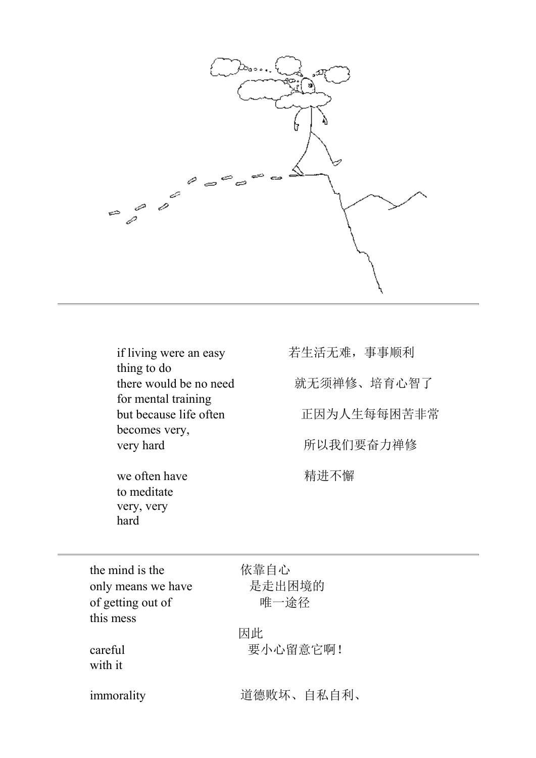if living were an easy
thing to do
there would be no need
for mental training
but because life often
becomes very,
very hard

we often have
to meditate
very, very
hard

若生活无难，事事顺利
就无须禅修、培育心智了
正因为人生每每困苦非常
所以我们要奋力禅修
精进不懈

---

the mind is the
only means we have
of getting out of
this mess

careful
with it

依靠自心
是走出困境的
唯一途径

因此
要小心留意它啊！

immorality

道德败坏、自私自利、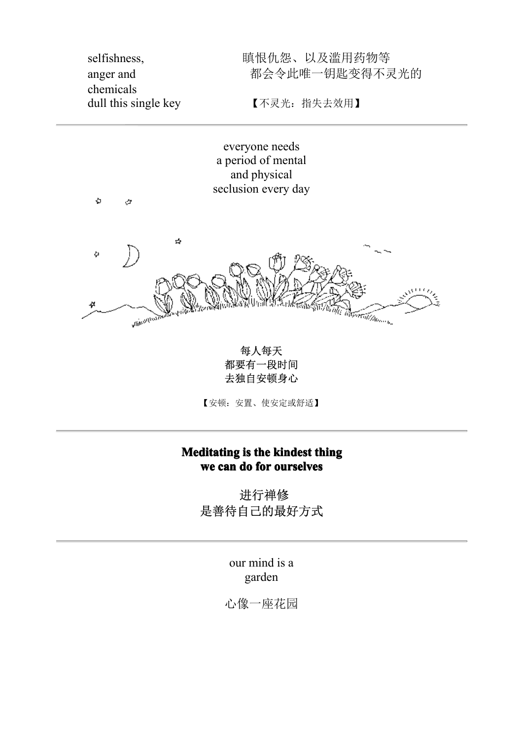selfishness,
anger and
chemicals
dull this single key

瞋恨仇怨、以及滥用药物等
都会令此唯一钥匙变得不灵光的

【不灵光：指失去效用】

---

everyone needs
a period of mental
and physical
seclusion every day

每人每天
都要有一段时间
去独自安顿身心

【安顿：安置、使安定或舒适】

---

**Meditating is the kindest thing
we can do for ourselves**

进行禅修
是善待自己的最好方式

---

our mind is a
garden

心像一座花园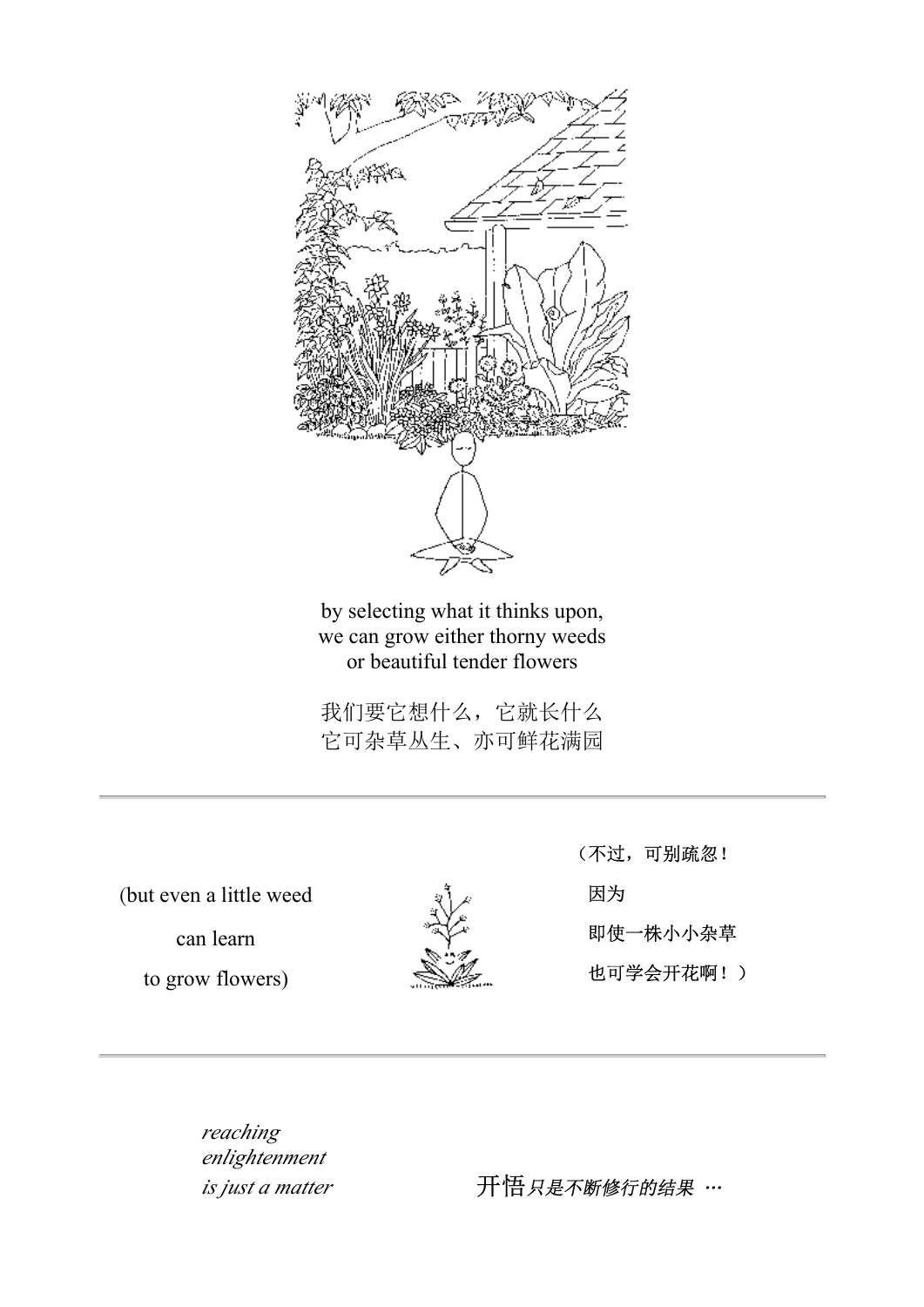by selecting what it thinks upon,
we can grow either thorny weeds
or beautiful tender flowers

我们要它想什么，它就长什么
它可杂草丛生、亦可鲜花满园

---

(but even a little weed
can learn
to grow flowers)

（不过，可别疏忽！
因为
即使一株小小杂草
也可学会开花啊！）

---

*reaching*
*enlightenment*
*is just a matter*

开悟*只是不断修行的结果* …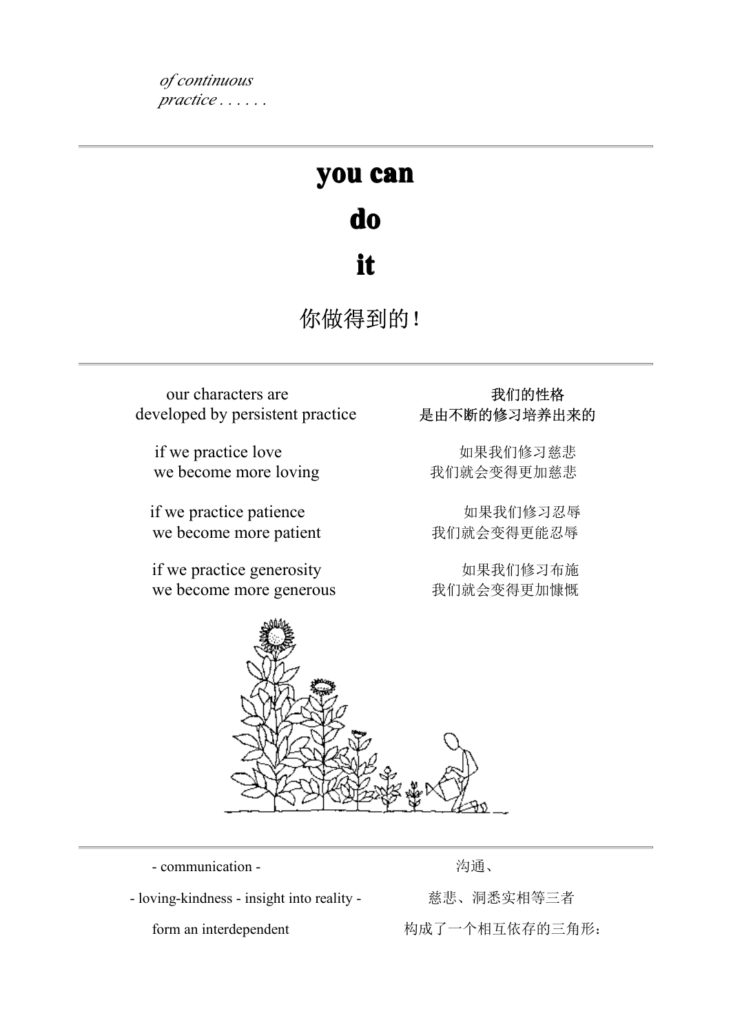*of continuous*
*practice . . . . . .*

---

# you can
# do
# it

你做得到的！

---

our characters are
developed by persistent practice

我们的性格
是由不断的修习培养出来的

if we practice love
we become more loving

如果我们修习慈悲
我们就会变得更加慈悲

if we practice patience
we become more patient

如果我们修习忍辱
我们就会变得更能忍辱

if we practice generosity
we become more generous

如果我们修习布施
我们就会变得更加慷慨

---

- communication -

- loving-kindness - insight into reality -

form an interdependent

沟通、

慈悲、洞悉实相等三者

构成了一个相互依存的三角形：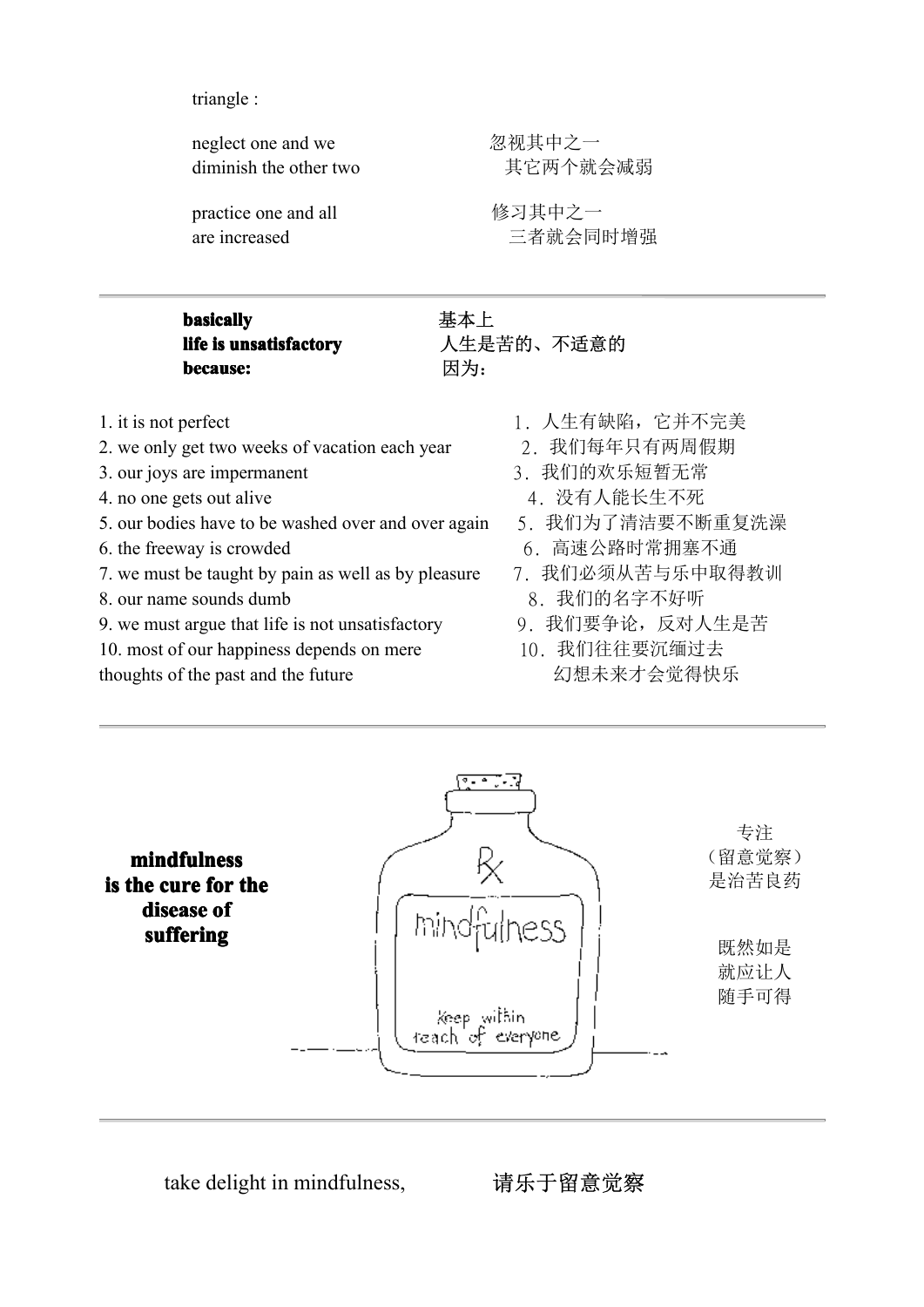triangle :

neglect one and we
diminish the other two

忽视其中之一
其它两个就会减弱

practice one and all
are increased

修习其中之一
三者就会同时增强

---

**basically**
**life is unsatisfactory**
**because:**

基本上
人生是苦的、不适意的
因为：

1. it is not perfect
2. we only get two weeks of vacation each year
3. our joys are impermanent
4. no one gets out alive
5. our bodies have to be washed over and over again
6. the freeway is crowded
7. we must be taught by pain as well as by pleasure
8. our name sounds dumb
9. we must argue that life is not unsatisfactory
10. most of our happiness depends on mere thoughts of the past and the future

1．人生有缺陷，它并不完美
2．我们每年只有两周假期
3．我们的欢乐短暂无常
4．没有人能长生不死
5．我们为了清洁要不断重复洗澡
6．高速公路时常拥塞不通
7．我们必须从苦与乐中取得教训
8．我们的名字不好听
9．我们要争论，反对人生是苦
10．我们往往要沉缅过去
幻想未来才会觉得快乐

---

**mindfulness**
**is the cure for the**
**disease of**
**suffering**

Rx
mindfulness
keep within reach of everyone

专注
（留意觉察）
是治苦良药

既然如是
就应让人
随手可得

---

take delight in mindfulness,

请乐于留意觉察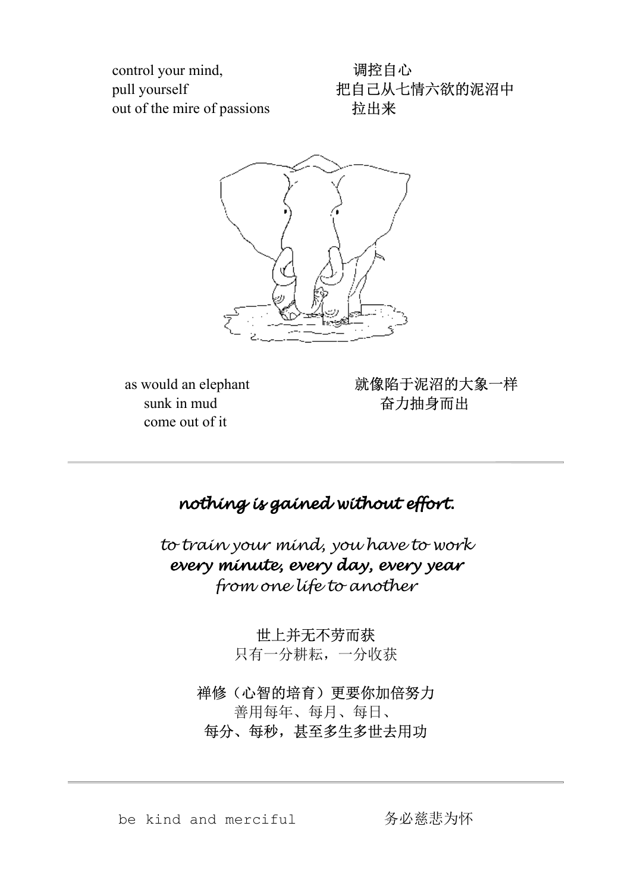control your mind,
pull yourself
out of the mire of passions

调控自心
把自己从七情六欲的泥沼中
拉出来

as would an elephant
sunk in mud
come out of it

就像陷于泥沼的大象一样
奋力抽身而出

---

***nothing is gained without effort.***

*to train your mind, you have to work*
***every minute, every day, every year***
*from one life to another*

世上并无不劳而获
只有一分耕耘，一分收获

禅修（心智的培育）更要你加倍努力
善用每年、每月、每日、
每分、每秒，甚至多生多世去用功

---

be kind and merciful

务必慈悲为怀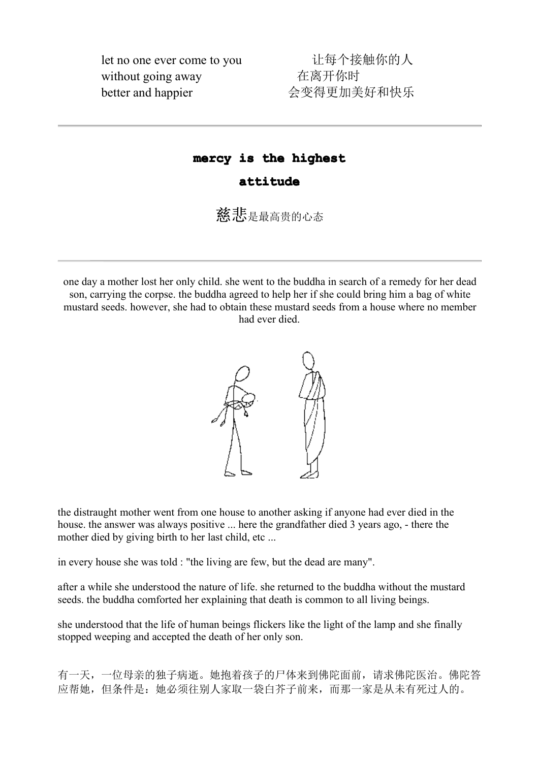let no one ever come to you
without going away
better and happier

让每个接触你的人
在离开你时
会变得更加美好和快乐

---

## mercy is the highest attitude

## 慈悲是最高贵的心态

---

one day a mother lost her only child. she went to the buddha in search of a remedy for her dead son, carrying the corpse. the buddha agreed to help her if she could bring him a bag of white mustard seeds. however, she had to obtain these mustard seeds from a house where no member had ever died.

the distraught mother went from one house to another asking if anyone had ever died in the house. the answer was always positive ... here the grandfather died 3 years ago, - there the mother died by giving birth to her last child, etc ...

in every house she was told : "the living are few, but the dead are many".

after a while she understood the nature of life. she returned to the buddha without the mustard seeds. the buddha comforted her explaining that death is common to all living beings.

she understood that the life of human beings flickers like the light of the lamp and she finally stopped weeping and accepted the death of her only son.

有一天，一位母亲的独子病逝。她抱着孩子的尸体来到佛陀面前，请求佛陀医治。佛陀答应帮她，但条件是：她必须往别人家取一袋白芥子前来，而那一家是从未有死过人的。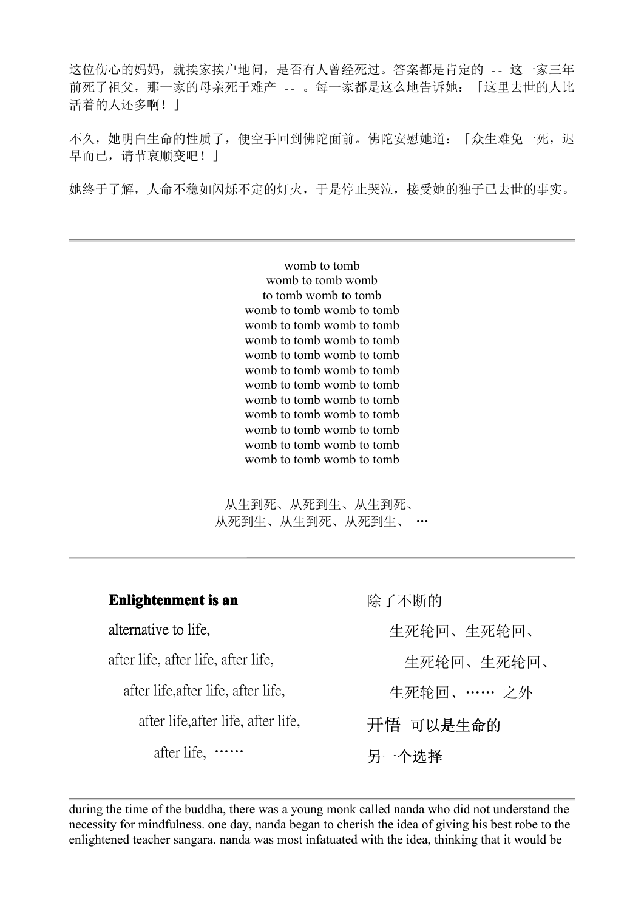这位伤心的妈妈，就挨家挨户地问，是否有人曾经死过。答案都是肯定的 -- 这一家三年前死了祖父，那一家的母亲死于难产 -- 。每一家都是这么地告诉她：「这里去世的人比活着的人还多啊！」

不久，她明白生命的性质了，便空手回到佛陀面前。佛陀安慰她道：「众生难免一死，迟早而已，请节哀顺变吧！」

她终于了解，人命不稳如闪烁不定的灯火，于是停止哭泣，接受她的独子已去世的事实。

---

womb to tomb  
womb to tomb womb  
to tomb womb to tomb  
womb to tomb womb to tomb  
womb to tomb womb to tomb  
womb to tomb womb to tomb  
womb to tomb womb to tomb  
womb to tomb womb to tomb  
womb to tomb womb to tomb  
womb to tomb womb to tomb  
womb to tomb womb to tomb  
womb to tomb womb to tomb  
womb to tomb womb to tomb  
womb to tomb womb to tomb

从生到死、从死到生、从生到死、  
从死到生、从生到死、从死到生、 …

---

**Enlightenment is an**

alternative to life,

after life, after life, after life,

after life,after life, after life,

after life,after life, after life,

after life, ……

除了不断的

生死轮回、生死轮回、

生死轮回、生死轮回、

生死轮回、…… 之外

开悟 可以是生命的

另一个选择

---

during the time of the buddha, there was a young monk called nanda who did not understand the necessity for mindfulness. one day, nanda began to cherish the idea of giving his best robe to the enlightened teacher sangara. nanda was most infatuated with the idea, thinking that it would be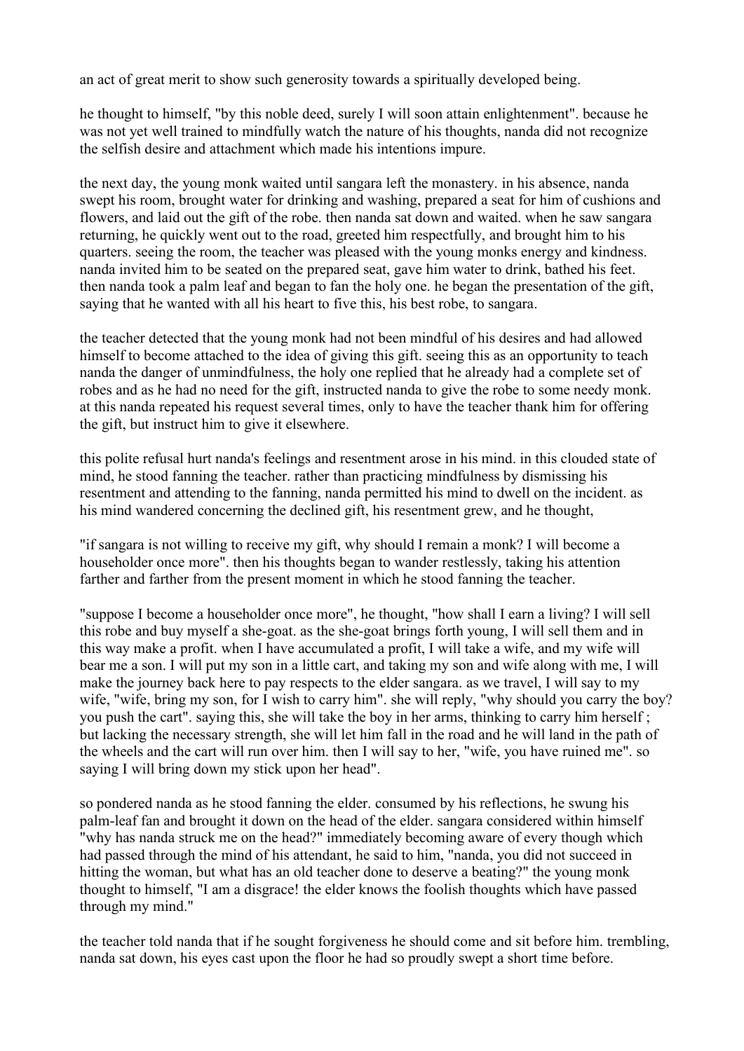an act of great merit to show such generosity towards a spiritually developed being.

he thought to himself, "by this noble deed, surely I will soon attain enlightenment". because he was not yet well trained to mindfully watch the nature of his thoughts, nanda did not recognize the selfish desire and attachment which made his intentions impure.

the next day, the young monk waited until sangara left the monastery. in his absence, nanda swept his room, brought water for drinking and washing, prepared a seat for him of cushions and flowers, and laid out the gift of the robe. then nanda sat down and waited. when he saw sangara returning, he quickly went out to the road, greeted him respectfully, and brought him to his quarters. seeing the room, the teacher was pleased with the young monks energy and kindness. nanda invited him to be seated on the prepared seat, gave him water to drink, bathed his feet. then nanda took a palm leaf and began to fan the holy one. he began the presentation of the gift, saying that he wanted with all his heart to five this, his best robe, to sangara.

the teacher detected that the young monk had not been mindful of his desires and had allowed himself to become attached to the idea of giving this gift. seeing this as an opportunity to teach nanda the danger of unmindfulness, the holy one replied that he already had a complete set of robes and as he had no need for the gift, instructed nanda to give the robe to some needy monk. at this nanda repeated his request several times, only to have the teacher thank him for offering the gift, but instruct him to give it elsewhere.

this polite refusal hurt nanda's feelings and resentment arose in his mind. in this clouded state of mind, he stood fanning the teacher. rather than practicing mindfulness by dismissing his resentment and attending to the fanning, nanda permitted his mind to dwell on the incident. as his mind wandered concerning the declined gift, his resentment grew, and he thought,

"if sangara is not willing to receive my gift, why should I remain a monk? I will become a householder once more". then his thoughts began to wander restlessly, taking his attention farther and farther from the present moment in which he stood fanning the teacher.

"suppose I become a householder once more", he thought, "how shall I earn a living? I will sell this robe and buy myself a she-goat. as the she-goat brings forth young, I will sell them and in this way make a profit. when I have accumulated a profit, I will take a wife, and my wife will bear me a son. I will put my son in a little cart, and taking my son and wife along with me, I will make the journey back here to pay respects to the elder sangara. as we travel, I will say to my wife, "wife, bring my son, for I wish to carry him". she will reply, "why should you carry the boy? you push the cart". saying this, she will take the boy in her arms, thinking to carry him herself ; but lacking the necessary strength, she will let him fall in the road and he will land in the path of the wheels and the cart will run over him. then I will say to her, "wife, you have ruined me". so saying I will bring down my stick upon her head".

so pondered nanda as he stood fanning the elder. consumed by his reflections, he swung his palm-leaf fan and brought it down on the head of the elder. sangara considered within himself "why has nanda struck me on the head?" immediately becoming aware of every though which had passed through the mind of his attendant, he said to him, "nanda, you did not succeed in hitting the woman, but what has an old teacher done to deserve a beating?" the young monk thought to himself, "I am a disgrace! the elder knows the foolish thoughts which have passed through my mind."

the teacher told nanda that if he sought forgiveness he should come and sit before him. trembling, nanda sat down, his eyes cast upon the floor he had so proudly swept a short time before.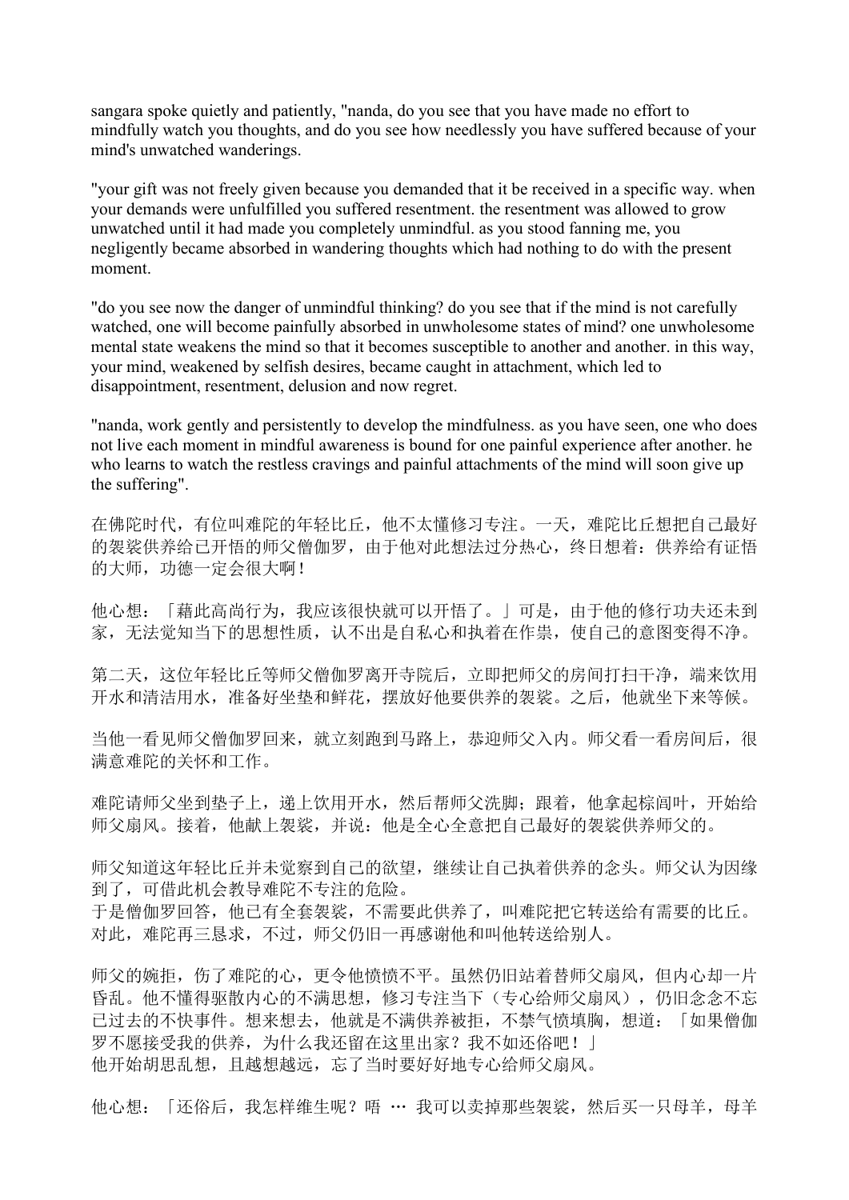sangara spoke quietly and patiently, "nanda, do you see that you have made no effort to mindfully watch you thoughts, and do you see how needlessly you have suffered because of your mind's unwatched wanderings.

"your gift was not freely given because you demanded that it be received in a specific way. when your demands were unfulfilled you suffered resentment. the resentment was allowed to grow unwatched until it had made you completely unmindful. as you stood fanning me, you negligently became absorbed in wandering thoughts which had nothing to do with the present moment.

"do you see now the danger of unmindful thinking? do you see that if the mind is not carefully watched, one will become painfully absorbed in unwholesome states of mind? one unwholesome mental state weakens the mind so that it becomes susceptible to another and another. in this way, your mind, weakened by selfish desires, became caught in attachment, which led to disappointment, resentment, delusion and now regret.

"nanda, work gently and persistently to develop the mindfulness. as you have seen, one who does not live each moment in mindful awareness is bound for one painful experience after another. he who learns to watch the restless cravings and painful attachments of the mind will soon give up the suffering".

在佛陀时代，有位叫难陀的年轻比丘，他不太懂修习专注。一天，难陀比丘想把自己最好的袈裟供养给已开悟的师父僧伽罗，由于他对此想法过分热心，终日想着：供养给有证悟的大师，功德一定会很大啊！

他心想：「藉此高尚行为，我应该很快就可以开悟了。」可是，由于他的修行功夫还未到家，无法觉知当下的思想性质，认不出是自私心和执着在作祟，使自己的意图变得不净。

第二天，这位年轻比丘等师父僧伽罗离开寺院后，立即把师父的房间打扫干净，端来饮用开水和清洁用水，准备好坐垫和鲜花，摆放好他要供养的袈裟。之后，他就坐下来等候。

当他一看见师父僧伽罗回来，就立刻跑到马路上，恭迎师父入内。师父看一看房间后，很满意难陀的关怀和工作。

难陀请师父坐到垫子上，递上饮用开水，然后帮师父洗脚；跟着，他拿起棕闾叶，开始给师父扇风。接着，他献上袈裟，并说：他是全心全意把自己最好的袈裟供养师父的。

师父知道这年轻比丘并未觉察到自己的欲望，继续让自己执着供养的念头。师父认为因缘到了，可借此机会教导难陀不专注的危险。
于是僧伽罗回答，他已有全套袈裟，不需要此供养了，叫难陀把它转送给有需要的比丘。对此，难陀再三恳求，不过，师父仍旧一再感谢他和叫他转送给别人。

师父的婉拒，伤了难陀的心，更令他愤愤不平。虽然仍旧站着替师父扇风，但内心却一片昏乱。他不懂得驱散内心的不满思想，修习专注当下（专心给师父扇风），仍旧念念不忘已过去的不快事件。想来想去，他就是不满供养被拒，不禁气愤填胸，想道：「如果僧伽罗不愿接受我的供养，为什么我还留在这里出家？我不如还俗吧！」
他开始胡思乱想，且越想越远，忘了当时要好好地专心给师父扇风。

他心想：「还俗后，我怎样维生呢？唔 … 我可以卖掉那些袈裟，然后买一只母羊，母羊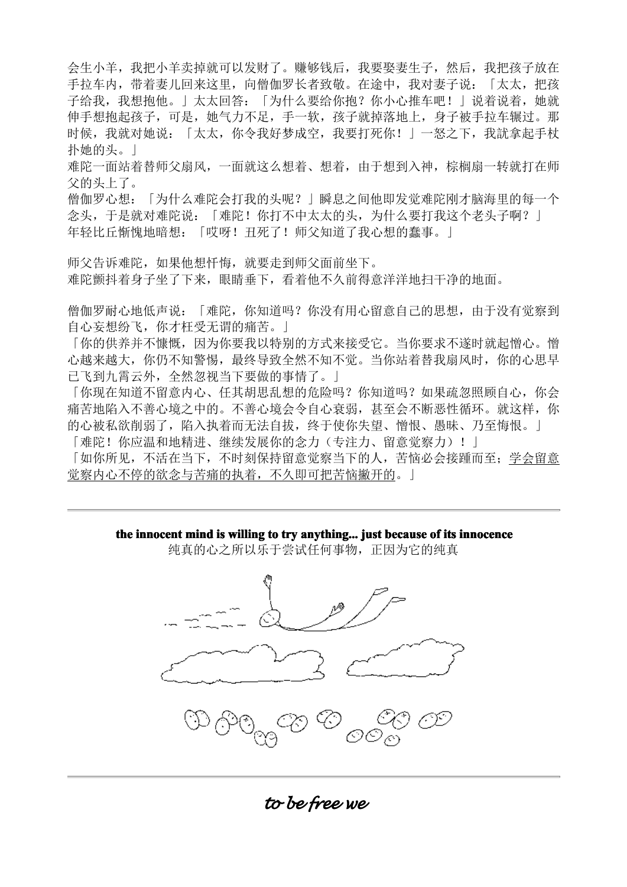会生小羊，我把小羊卖掉就可以发财了。赚够钱后，我要娶妻生子，然后，我把孩子放在手拉车内，带着妻儿回来这里，向僧伽罗长者致敬。在途中，我对妻子说：「太太，把孩子给我，我想抱他。」太太回答：「为什么要给你抱？你小心推车吧！」说着说着，她就伸手想抱起孩子，可是，她气力不足，手一软，孩子就掉落地上，身子被手拉车辗过。那时候，我就对她说：「太太，你令我好梦成空，我要打死你！」一怒之下，我訧拿起手杖扑她的头。」

难陀一面站着替师父扇风，一面就这么想着、想着，由于想到入神，棕榈扇一转就打在师父的头上了。

僧伽罗心想：「为什么难陀会打我的头呢？」瞬息之间他即发觉难陀刚才脑海里的每一个念头，于是就对难陀说：「难陀！你打不中太太的头，为什么要打我这个老头子啊？」

年轻比丘惭愧地暗想：「哎呀！丑死了！师父知道了我心想的蠢事。」

师父告诉难陀，如果他想忏悔，就要走到师父面前坐下。

难陀颤抖着身子坐了下来，眼睛垂下，看着他不久前得意洋洋地扫干净的地面。

僧伽罗耐心地低声说：「难陀，你知道吗？你没有用心留意自己的思想，由于没有觉察到自心妄想纷飞，你才枉受无谓的痛苦。」

「你的供养并不慷慨，因为你要我以特别的方式来接受它。当你要求不遂时就起憎心。憎心越来越大，你仍不知警惕，最终导致全然不知不觉。当你站着替我扇风时，你的心思早已飞到九霄云外，全然忽视当下要做的事情了。」

「你现在知道不留意内心、任其胡思乱想的危险吗？你知道吗？如果疏忽照顾自心，你会痛苦地陷入不善心境之中的。不善心境会令自心衰弱，甚至会不断恶性循环。就这样，你的心被私欲削弱了，陷入执着而无法自拔，终于使你失望、憎恨、愚昧、乃至悔恨。」

「难陀！你应温和地精进、继续发展你的念力（专注力、留意觉察力）！」

「如你所见，不活在当下，不时刻保持留意觉察当下的人，苦恼必会接踵而至；学会留意觉察内心不停的欲念与苦痛的执着，不久即可把苦恼撇开的。」

---

**the innocent mind is willing to try anything... just because of its innocence**

纯真的心之所以乐于尝试任何事物，正因为它的纯真

---

***to be free we***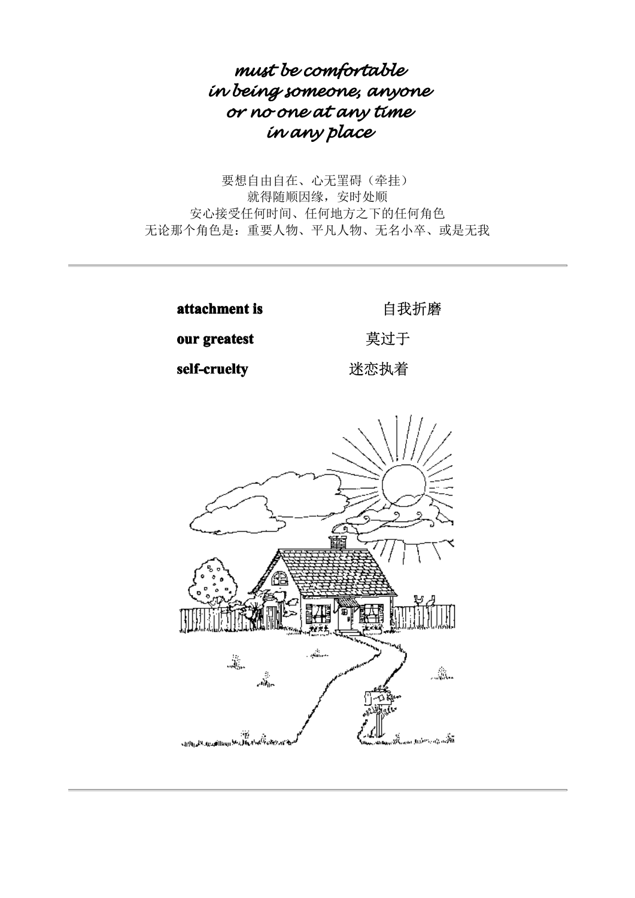*must be comfortable*
*in being someone, anyone*
*or no one at any time*
*in any place*

要想自由自在、心无罣碍（牵挂）
就得随顺因缘，安时处顺
安心接受任何时间、任何地方之下的任何角色
无论那个角色是：重要人物、平凡人物、无名小卒、或是无我

---

**attachment is**
**our greatest**
**self-cruelty**

自我折磨
莫过于
迷恋执着

---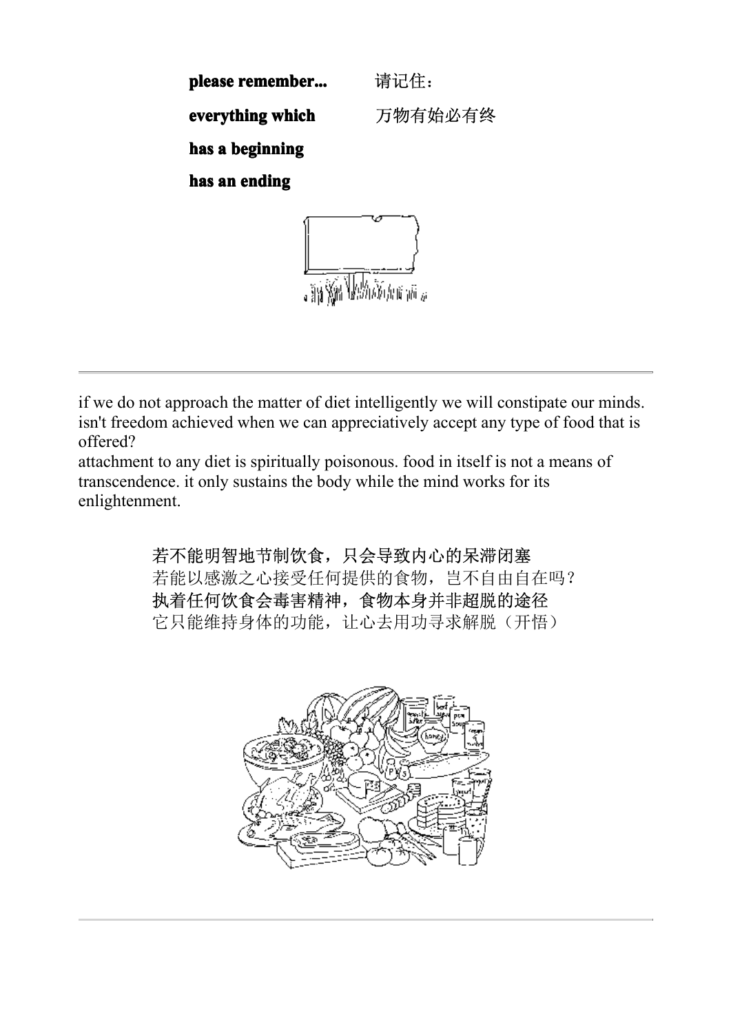**please remember...** 请记住：

**everything which** 万物有始必有终

**has a beginning**

**has an ending**

---

if we do not approach the matter of diet intelligently we will constipate our minds. isn't freedom achieved when we can appreciatively accept any type of food that is offered?
attachment to any diet is spiritually poisonous. food in itself is not a means of transcendence. it only sustains the body while the mind works for its enlightenment.

若不能明智地节制饮食，只会导致内心的呆滞闭塞
若能以感激之心接受任何提供的食物，岂不自由自在吗？
执着任何饮食会毒害精神，食物本身并非超脱的途径
它只能维持身体的功能，让心去用功寻求解脱（开悟）

---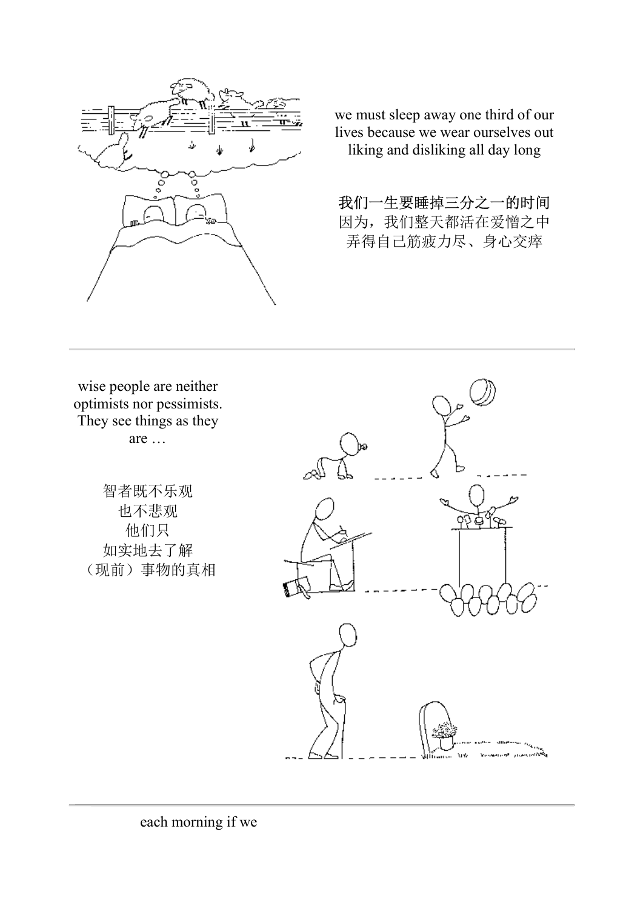we must sleep away one third of our lives because we wear ourselves out liking and disliking all day long

我们一生要睡掉三分之一的时间
因为，我们整天都活在爱憎之中
弄得自己筋疲力尽、身心交瘁

---

wise people are neither optimists nor pessimists. They see things as they are …

智者既不乐观
也不悲观
他们只
如实地去了解
（现前）事物的真相

---

each morning if we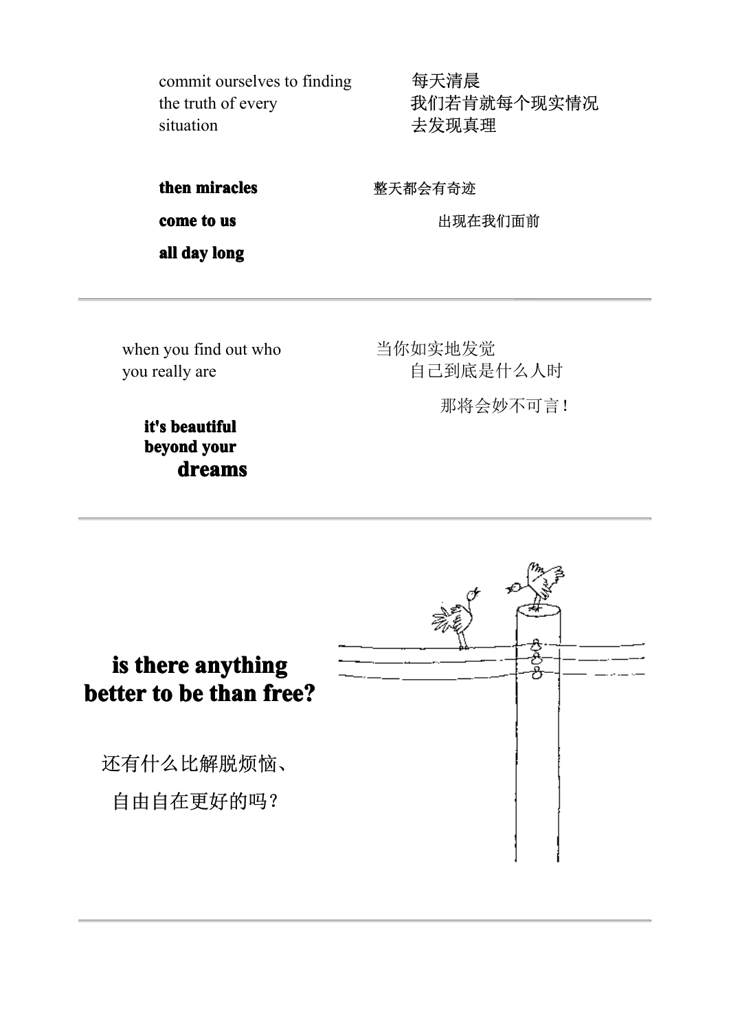commit ourselves to finding
the truth of every
situation

每天清晨
我们若肯就每个现实情况
去发现真理

**then miracles**

**come to us**

**all day long**

整天都会有奇迹
出现在我们面前

---

when you find out who
you really are

**it's beautiful**
**beyond your**
**dreams**

当你如实地发觉
自己到底是什么人时

那将会妙不可言！

---

**is there anything**
**better to be than free?**

还有什么比解脱烦恼、

自由自在更好的吗？

---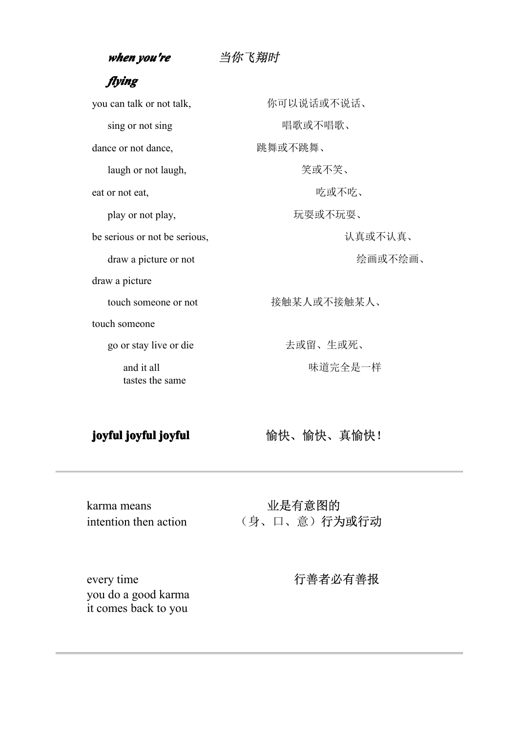***when you're flying*** ***当你飞翔时***

you can talk or not talk, 你可以说话或不说话、

sing or not sing 唱歌或不唱歌、

dance or not dance, 跳舞或不跳舞、

laugh or not laugh, 笑或不笑、

eat or not eat, 吃或不吃、

play or not play, 玩耍或不玩耍、

be serious or not be serious, 认真或不认真、

draw a picture or not draw a picture 绘画或不绘画、

touch someone or not touch someone 接触某人或不接触某人、

go or stay live or die 去或留、生或死、

and it all tastes the same 味道完全是一样

**joyful joyful joyful** **愉快、愉快、真愉快！**

---

karma means intention then action 业是有意图的（身、口、意）行为或行动

every time you do a good karma it comes back to you 行善者必有善报

---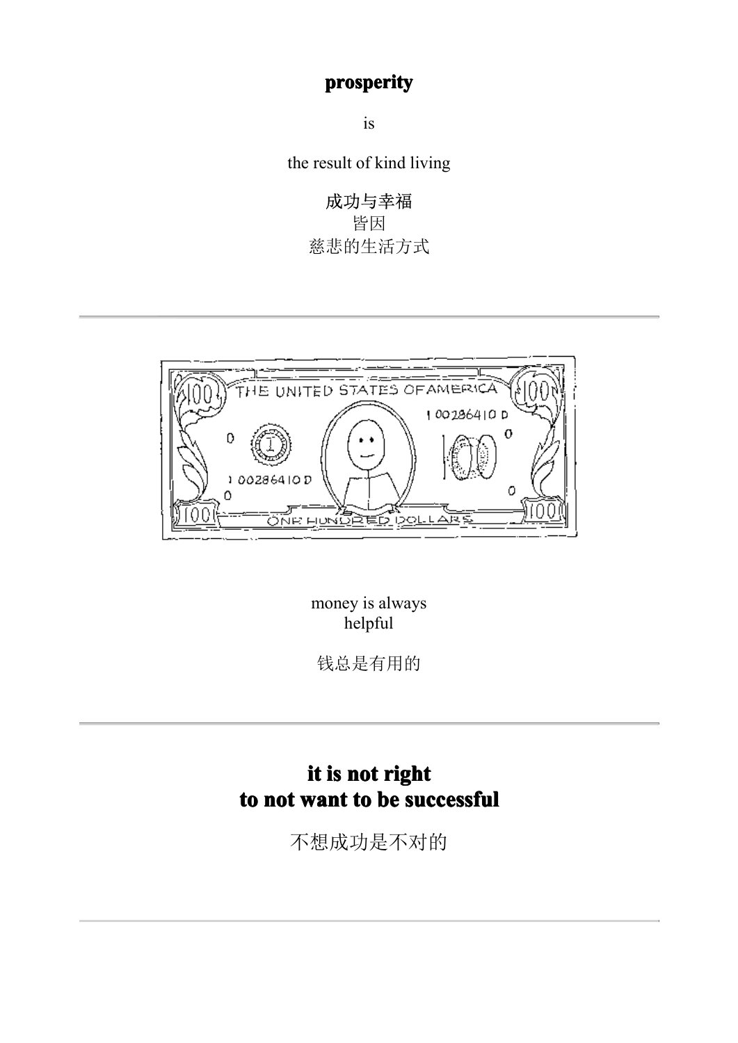**prosperity**

is

the result of kind living

成功与幸福
皆因
慈悲的生活方式

---

money is always
helpful

钱总是有用的

---

**it is not right**
**to not want to be successful**

不想成功是不对的

---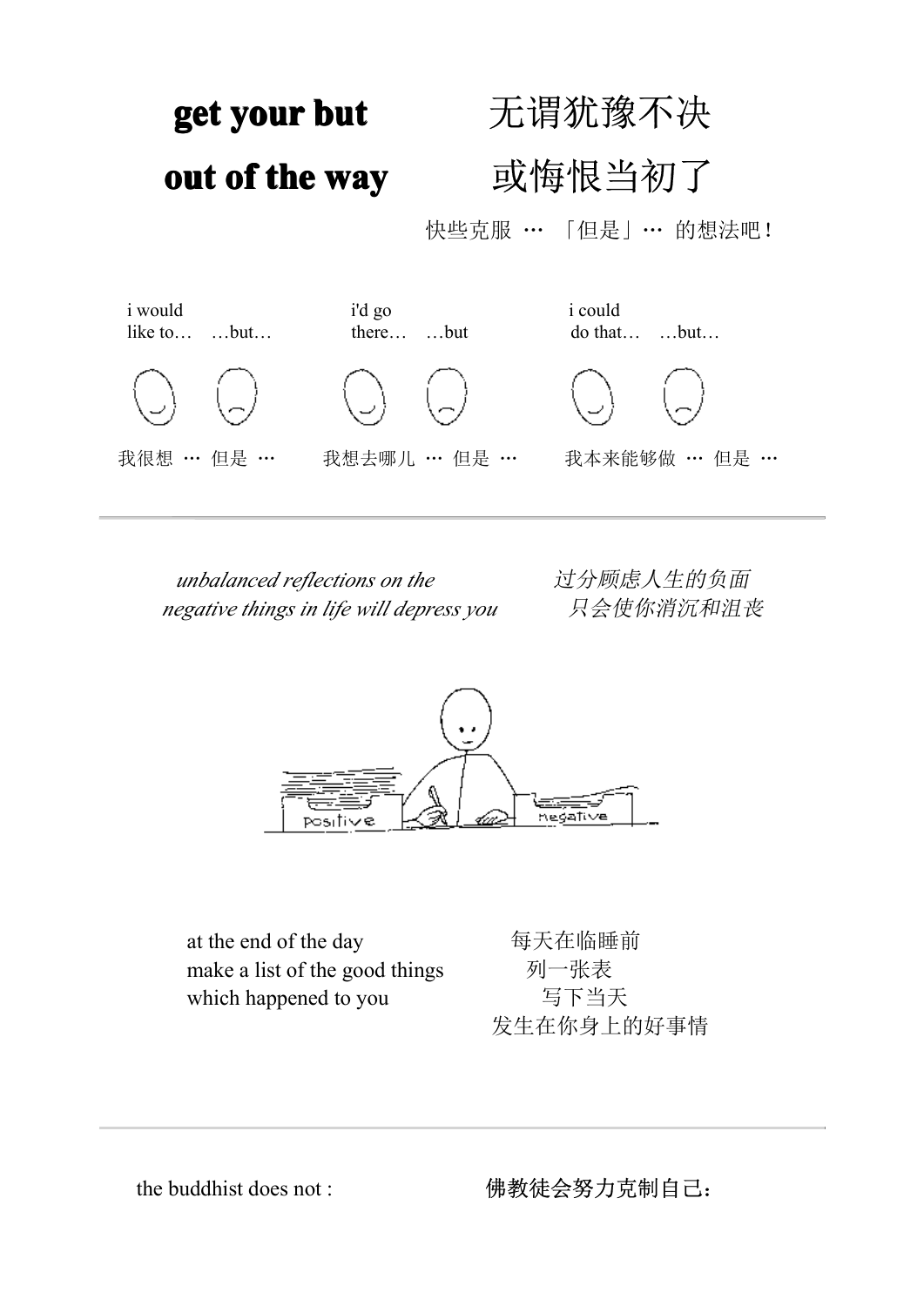# get your but out of the way

# 无谓犹豫不决 或悔恨当初了

快些克服 … 「但是」… 的想法吧！

i would like to… …but…

i'd go there… …but

i could do that… …but…

我很想 … 但是 …

我想去哪儿 … 但是 …

我本来能够做 … 但是 …

---

*unbalanced reflections on the negative things in life will depress you*

*过分顾虑人生的负面 只会使你消沉和沮丧*

positive

negative

at the end of the day
make a list of the good things
which happened to you

每天在临睡前
列一张表
写下当天
发生在你身上的好事情

---

the buddhist does not :

佛教徒会努力克制自己：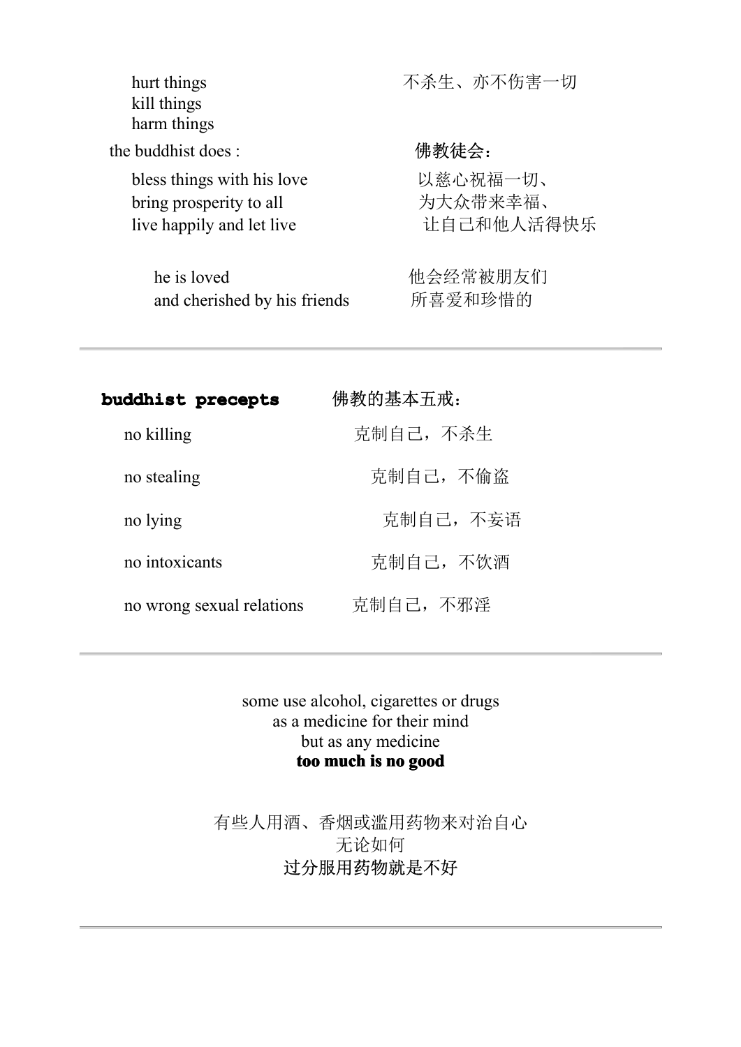hurt things
kill things
harm things

不杀生、亦不伤害一切

the buddhist does :

佛教徒会：

bless things with his love
bring prosperity to all
live happily and let live

以慈心祝福一切、
为大众带来幸福、
让自己和他人活得快乐

he is loved
and cherished by his friends

他会经常被朋友们
所喜爱和珍惜的

---

**buddhist precepts** 佛教的基本五戒：

no killing 克制自己，不杀生

no stealing 克制自己，不偷盗

no lying 克制自己，不妄语

no intoxicants 克制自己，不饮酒

no wrong sexual relations 克制自己，不邪淫

---

some use alcohol, cigarettes or drugs
as a medicine for their mind
but as any medicine
**too much is no good**

有些人用酒、香烟或滥用药物来对治自心
无论如何
过分服用药物就是不好

---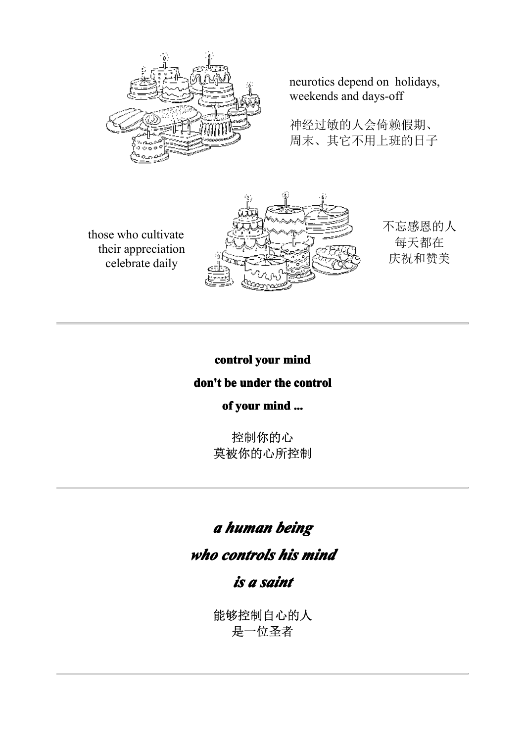neurotics depend on holidays,
weekends and days-off

神经过敏的人会倚赖假期、
周末、其它不用上班的日子

those who cultivate
their appreciation
celebrate daily

不忘感恩的人
每天都在
庆祝和赞美

---

**control your mind**

**don't be under the control**

**of your mind ...**

控制你的心
莫被你的心所控制

---

***a human being***

***who controls his mind***

***is a saint***

能够控制自心的人
是一位圣者

---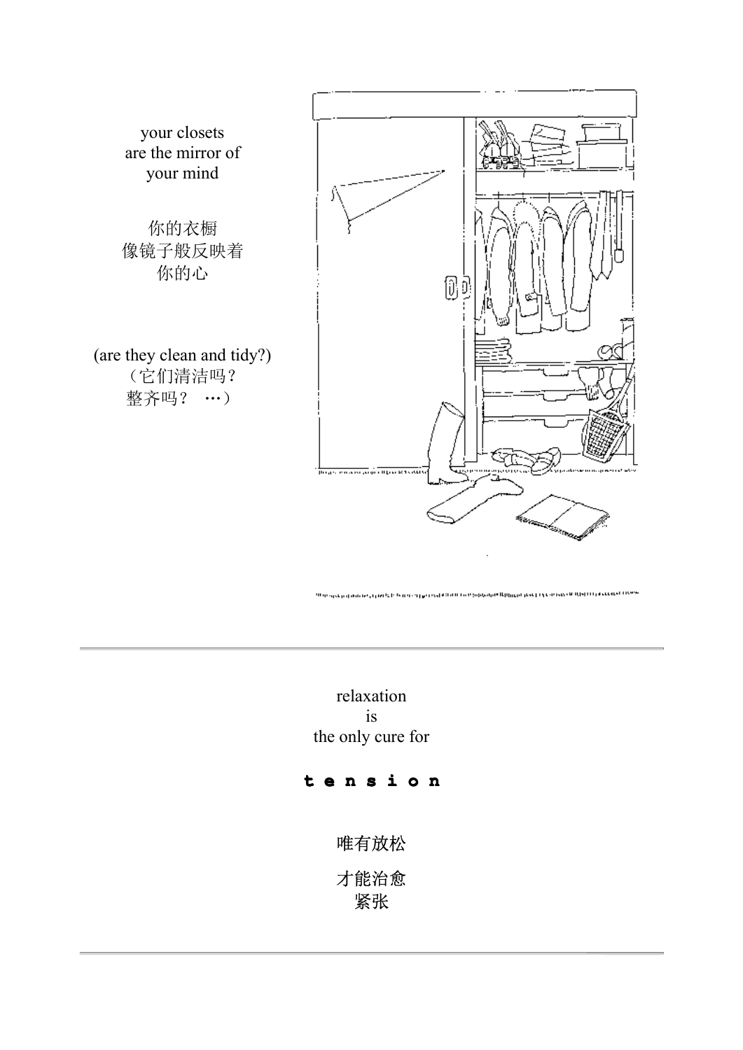your closets
are the mirror of
your mind

你的衣橱
像镜子般反映着
你的心

(are they clean and tidy?)
（它们清洁吗？
整齐吗？ …）

---

relaxation
is
the only cure for

**t e n s i o n**

唯有放松

才能治愈
紧张

---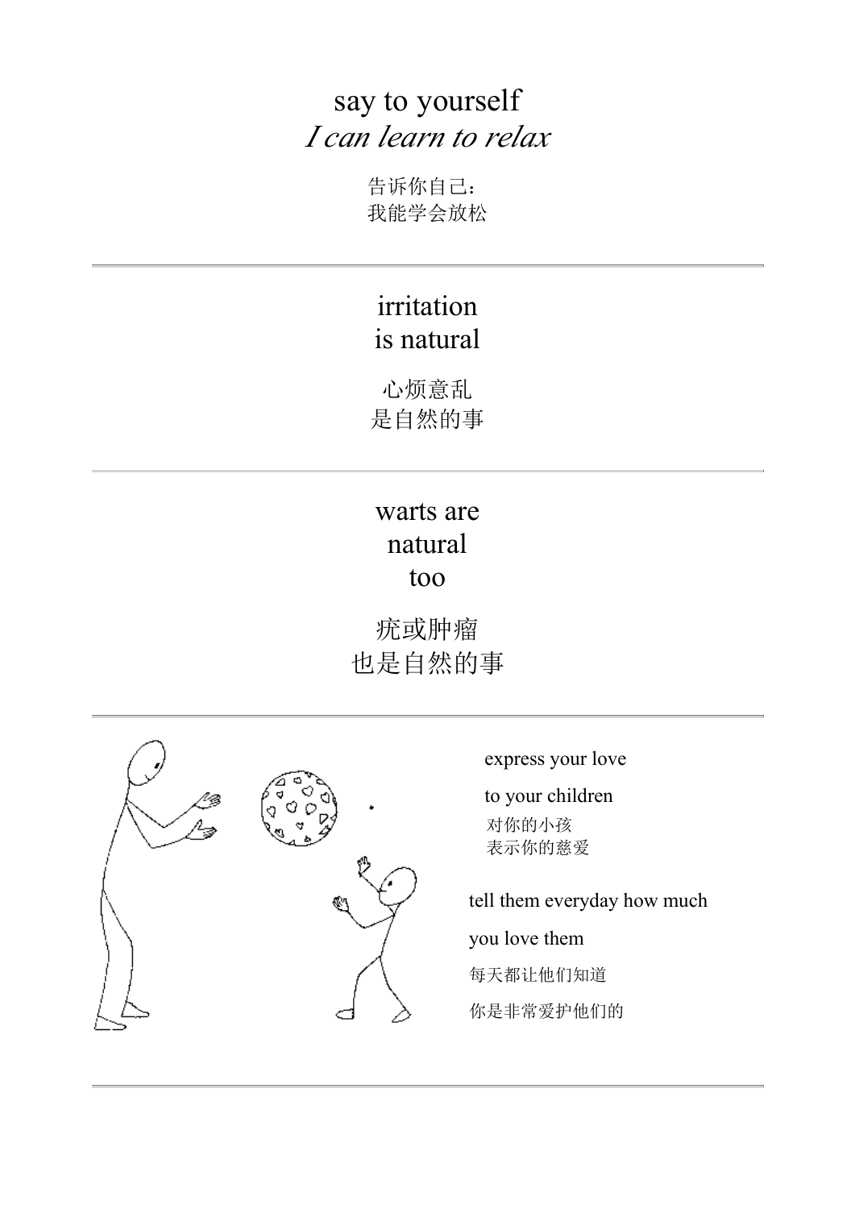say to yourself
*I can learn to relax*

告诉你自己：
我能学会放松

---

irritation
is natural

心烦意乱
是自然的事

---

warts are
natural
too

疣或肿瘤
也是自然的事

---

express your love

to your children

对你的小孩
表示你的慈爱

tell them everyday how much

you love them

每天都让他们知道

你是非常爱护他们的

---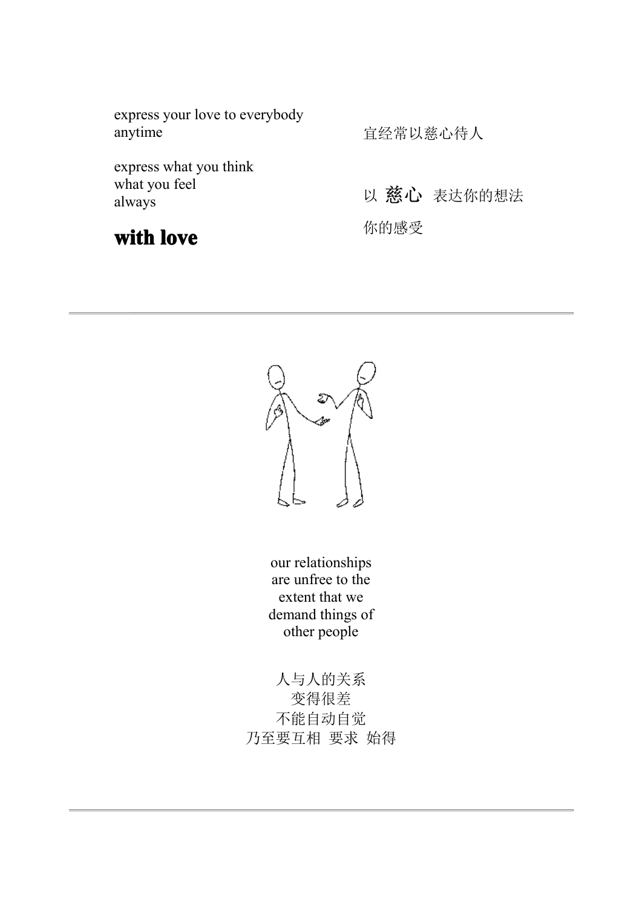express your love to everybody
anytime

宜经常以慈心待人

express what you think
what you feel
always

**with love**

以 **慈心** 表达你的想法

你的感受

---

our relationships
are unfree to the
extent that we
demand things of
other people

人与人的关系
变得很差
不能自动自觉
乃至要互相 要求 始得

---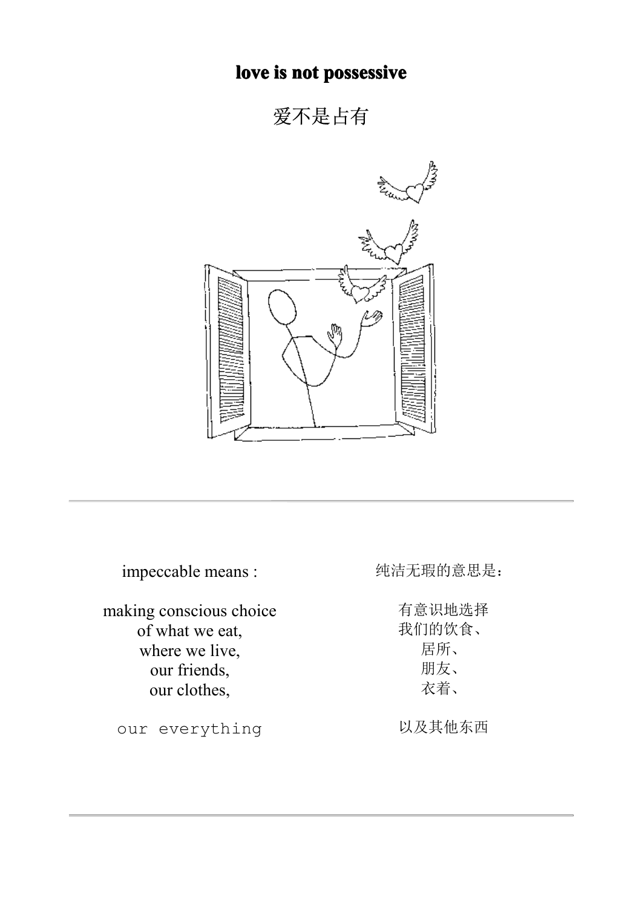**love is not possessive**

爱不是占有

---

impeccable means :

making conscious choice
of what we eat,
where we live,
our friends,
our clothes,

our everything

纯洁无瑕的意思是：

有意识地选择
我们的饮食、
居所、
朋友、
衣着、

以及其他东西

---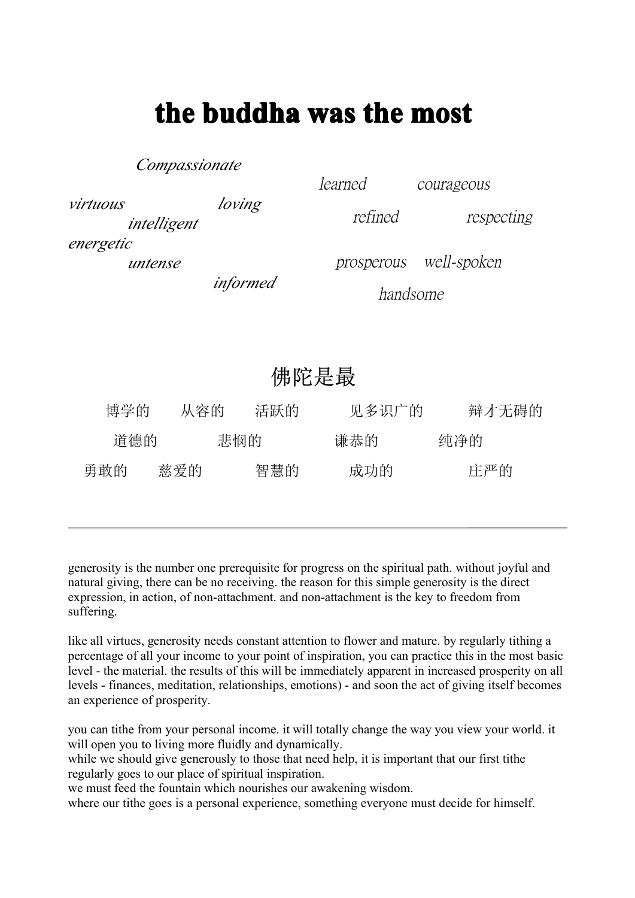# the buddha was the most

*Compassionate*

*virtuous* *loving*

*intelligent*

*energetic*

*untense*

*informed*

*learned* *courageous*

*refined* *respecting*

*prosperous* *well-spoken*

*handsome*

## 佛陀是最

博学的 从容的 活跃的 见多识广的 辩才无碍的

道德的 悲悯的 谦恭的 纯净的

勇敢的 慈爱的 智慧的 成功的 庄严的

---

generosity is the number one prerequisite for progress on the spiritual path. without joyful and natural giving, there can be no receiving. the reason for this simple generosity is the direct expression, in action, of non-attachment. and non-attachment is the key to freedom from suffering.

like all virtues, generosity needs constant attention to flower and mature. by regularly tithing a percentage of all your income to your point of inspiration, you can practice this in the most basic level - the material. the results of this will be immediately apparent in increased prosperity on all levels - finances, meditation, relationships, emotions) - and soon the act of giving itself becomes an experience of prosperity.

you can tithe from your personal income. it will totally change the way you view your world. it will open you to living more fluidly and dynamically.
while we should give generously to those that need help, it is important that our first tithe regularly goes to our place of spiritual inspiration.
we must feed the fountain which nourishes our awakening wisdom.
where our tithe goes is a personal experience, something everyone must decide for himself.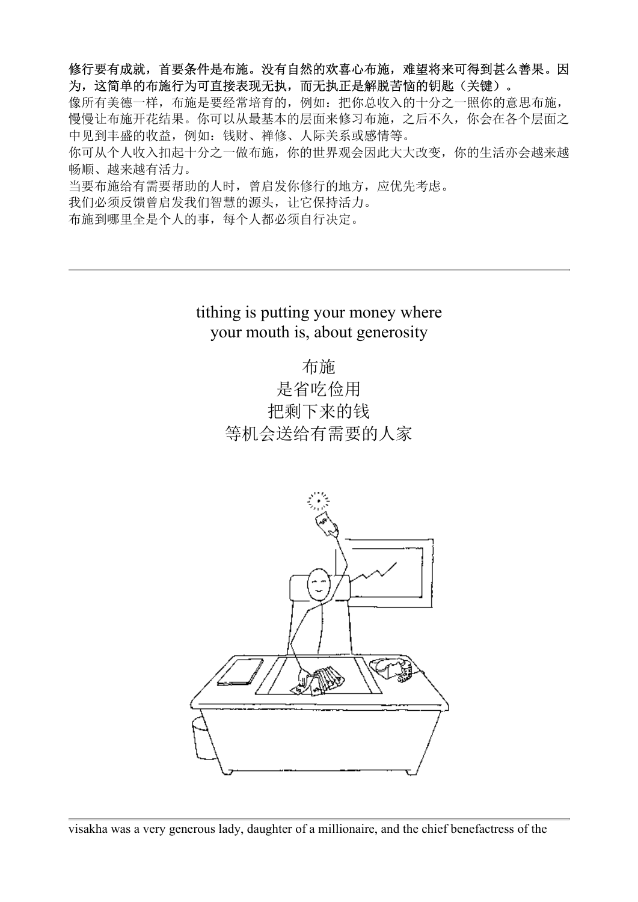**修行要有成就，首要条件是布施。没有自然的欢喜心布施，难望将来可得到甚么善果。因为，这简单的布施行为可直接表现无执，而无执正是解脱苦恼的钥匙（关键）。**

像所有美德一样，布施是要经常培育的，例如：把你总收入的十分之一照你的意思布施，慢慢让布施开花结果。你可以从最基本的层面来修习布施，之后不久，你会在各个层面之中见到丰盛的收益，例如：钱财、禅修、人际关系或感情等。

你可从个人收入扣起十分之一做布施，你的世界观会因此大大改变，你的生活亦会越来越畅顺、越来越有活力。

当要布施给有需要帮助的人时，曾启发你修行的地方，应优先考虑。

我们必须反馈曾启发我们智慧的源头，让它保持活力。

布施到哪里全是个人的事，每个人都必须自行决定。

---

tithing is putting your money where your mouth is, about generosity

布施
是省吃俭用
把剩下来的钱
等机会送给有需要的人家

---

visakha was a very generous lady, daughter of a millionaire, and the chief benefactress of the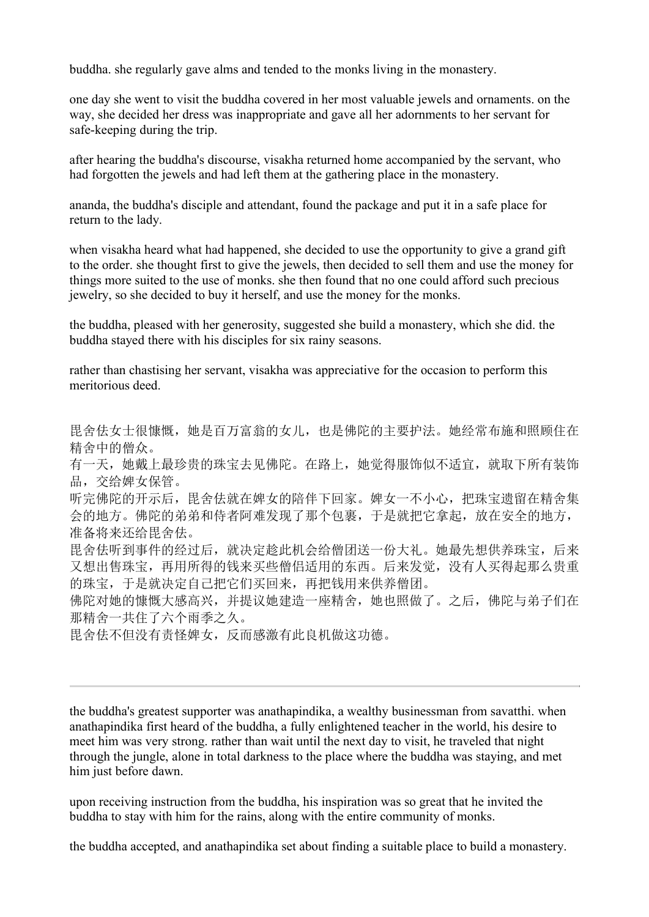buddha. she regularly gave alms and tended to the monks living in the monastery.

one day she went to visit the buddha covered in her most valuable jewels and ornaments. on the way, she decided her dress was inappropriate and gave all her adornments to her servant for safe-keeping during the trip.

after hearing the buddha's discourse, visakha returned home accompanied by the servant, who had forgotten the jewels and had left them at the gathering place in the monastery.

ananda, the buddha's disciple and attendant, found the package and put it in a safe place for return to the lady.

when visakha heard what had happened, she decided to use the opportunity to give a grand gift to the order. she thought first to give the jewels, then decided to sell them and use the money for things more suited to the use of monks. she then found that no one could afford such precious jewelry, so she decided to buy it herself, and use the money for the monks.

the buddha, pleased with her generosity, suggested she build a monastery, which she did. the buddha stayed there with his disciples for six rainy seasons.

rather than chastising her servant, visakha was appreciative for the occasion to perform this meritorious deed.

昆舍佉女士很慷慨，她是百万富翁的女儿，也是佛陀的主要护法。她经常布施和照顾住在精舍中的僧众。
有一天，她戴上最珍贵的珠宝去见佛陀。在路上，她觉得服饰似不适宜，就取下所有装饰品，交给婢女保管。
听完佛陀的开示后，昆舍佉就在婢女的陪伴下回家。婢女一不小心，把珠宝遗留在精舍集会的地方。佛陀的弟弟和侍者阿难发现了那个包裹，于是就把它拿起，放在安全的地方，准备将来还给昆舍佉。
昆舍佉听到事件的经过后，就决定趁此机会给僧团送一份大礼。她最先想供养珠宝，后来又想出售珠宝，再用所得的钱来买些僧侣适用的东西。后来发觉，没有人买得起那么贵重的珠宝，于是就决定自己把它们买回来，再把钱用来供养僧团。
佛陀对她的慷慨大感高兴，并提议她建造一座精舍，她也照做了。之后，佛陀与弟子们在那精舍一共住了六个雨季之久。
昆舍佉不但没有责怪婢女，反而感激有此良机做这功德。

---

the buddha's greatest supporter was anathapindika, a wealthy businessman from savatthi. when anathapindika first heard of the buddha, a fully enlightened teacher in the world, his desire to meet him was very strong. rather than wait until the next day to visit, he traveled that night through the jungle, alone in total darkness to the place where the buddha was staying, and met him just before dawn.

upon receiving instruction from the buddha, his inspiration was so great that he invited the buddha to stay with him for the rains, along with the entire community of monks.

the buddha accepted, and anathapindika set about finding a suitable place to build a monastery.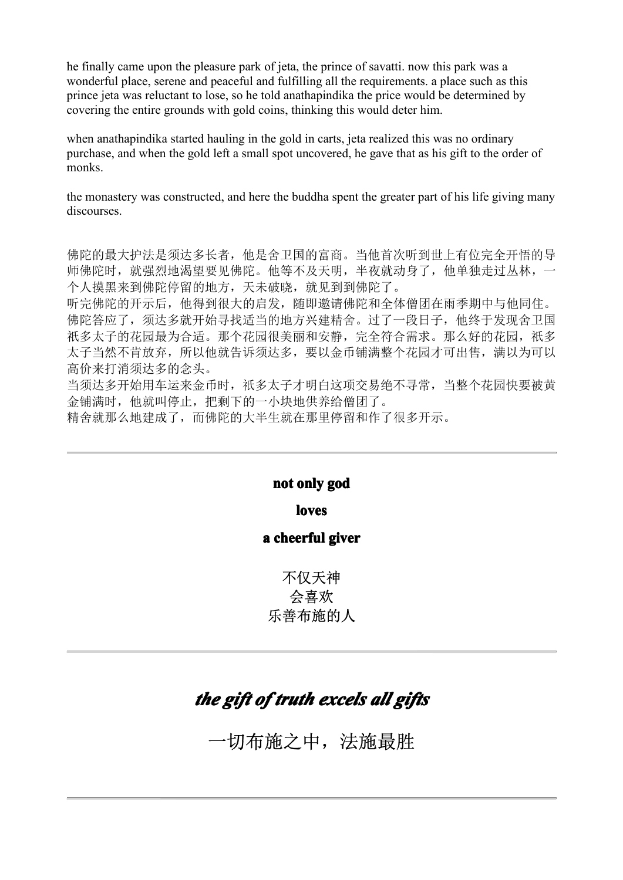he finally came upon the pleasure park of jeta, the prince of savatti. now this park was a wonderful place, serene and peaceful and fulfilling all the requirements. a place such as this prince jeta was reluctant to lose, so he told anathapindika the price would be determined by covering the entire grounds with gold coins, thinking this would deter him.

when anathapindika started hauling in the gold in carts, jeta realized this was no ordinary purchase, and when the gold left a small spot uncovered, he gave that as his gift to the order of monks.

the monastery was constructed, and here the buddha spent the greater part of his life giving many discourses.

佛陀的最大护法是须达多长者，他是舍卫国的富商。当他首次听到世上有位完全开悟的导师佛陀时，就强烈地渴望要见佛陀。他等不及天明，半夜就动身了，他单独走过丛林，一个人摸黑来到佛陀停留的地方，天未破晓，就见到到佛陀了。
听完佛陀的开示后，他得到很大的启发，随即邀请佛陀和全体僧团在雨季期中与他同住。佛陀答应了，须达多就开始寻找适当的地方兴建精舍。过了一段日子，他终于发现舍卫国祇多太子的花园最为合适。那个花园很美丽和安静，完全符合需求。那么好的花园，祇多太子当然不肯放弃，所以他就告诉须达多，要以金币铺满整个花园才可出售，满以为可以高价来打消须达多的念头。
当须达多开始用车运来金币时，祇多太子才明白这项交易绝不寻常，当整个花园快要被黄金铺满时，他就叫停止，把剩下的一小块地供养给僧团了。
精舍就那么地建成了，而佛陀的大半生就在那里停留和作了很多开示。

---

**not only god**

**loves**

**a cheerful giver**

不仅天神
会喜欢
乐善布施的人

---

## ***the gift of truth excels all gifts***

## 一切布施之中，法施最胜

---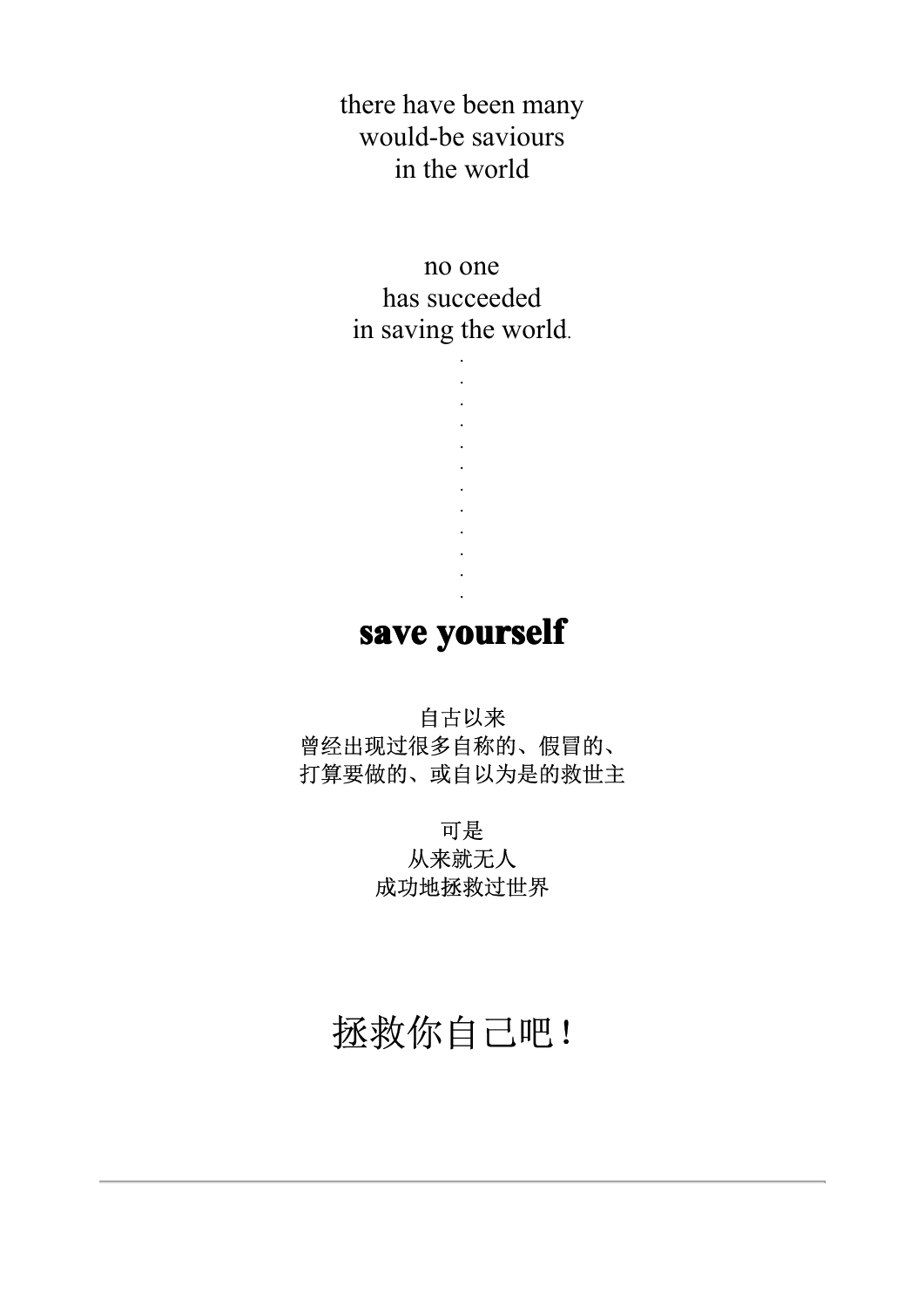there have been many
would-be saviours
in the world

no one
has succeeded
in saving the world.
.
.
.
.
.
.
.
.
.
.
.
.

**save yourself**

自古以来
曾经出现过很多自称的、假冒的、
打算要做的、或自以为是的救世主

可是
从来就无人
成功地拯救过世界

拯救你自己吧！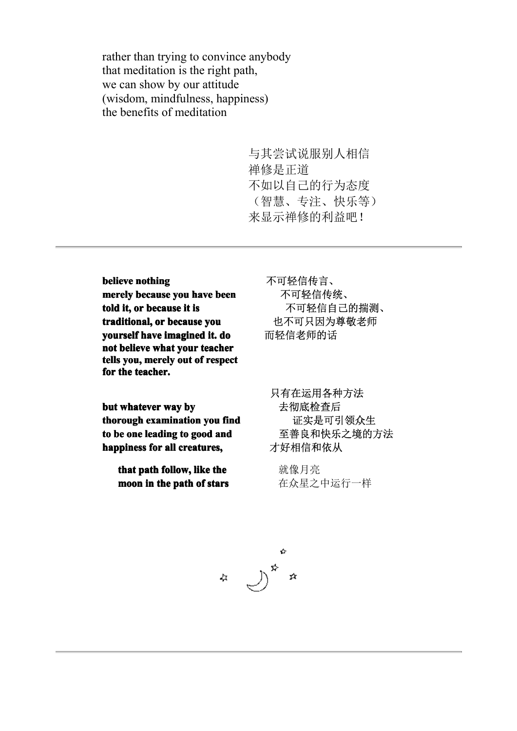rather than trying to convince anybody
that meditation is the right path,
we can show by our attitude
(wisdom, mindfulness, happiness)
the benefits of meditation

与其尝试说服别人相信
禅修是正道
不如以自己的行为态度
（智慧、专注、快乐等）
来显示禅修的利益吧！

---

**believe nothing merely because you have been told it, or because it is traditional, or because you yourself have imagined it. do not believe what your teacher tells you, merely out of respect for the teacher.**

不可轻信传言、
不可轻信传统、
不可轻信自己的揣测、
也不可只因为尊敬老师
而轻信老师的话

**but whatever way by thorough examination you find to be one leading to good and happiness for all creatures,**

只有在运用各种方法
去彻底检查后
证实是可引领众生
至善良和快乐之境的方法
才好相信和依从

**that path follow, like the moon in the path of stars**

就像月亮
在众星之中运行一样

---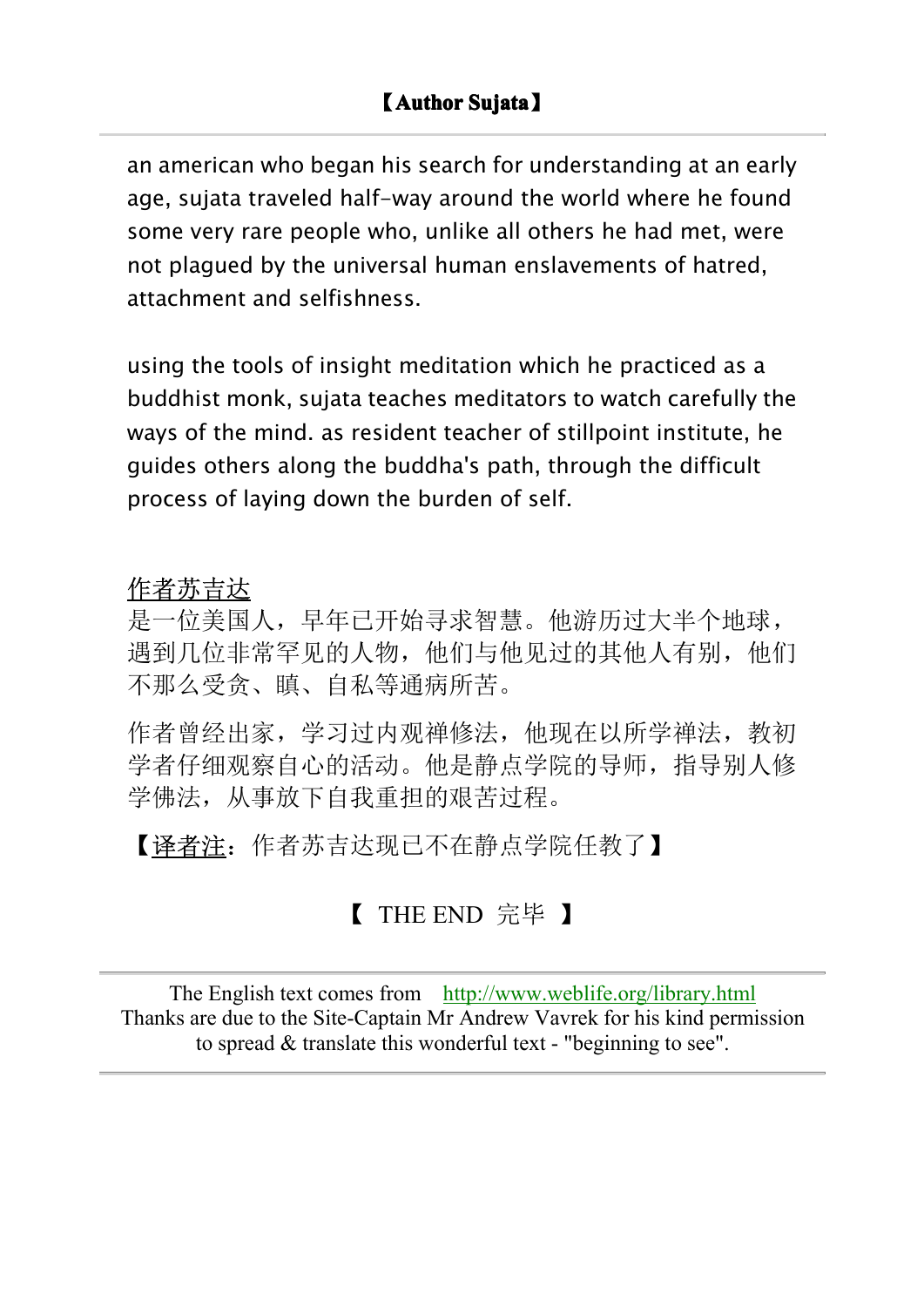## 【Author Sujata】

an american who began his search for understanding at an early age, sujata traveled half-way around the world where he found some very rare people who, unlike all others he had met, were not plagued by the universal human enslavements of hatred, attachment and selfishness.

using the tools of insight meditation which he practiced as a buddhist monk, sujata teaches meditators to watch carefully the ways of the mind. as resident teacher of stillpoint institute, he guides others along the buddha's path, through the difficult process of laying down the burden of self.

作者苏吉达
是一位美国人，早年已开始寻求智慧。他游历过大半个地球，遇到几位非常罕见的人物，他们与他见过的其他人有别，他们不那么受贪、瞋、自私等通病所苦。

作者曾经出家，学习过内观禅修法，他现在以所学禅法，教初学者仔细观察自心的活动。他是静点学院的导师，指导别人修学佛法，从事放下自我重担的艰苦过程。

【译者注：作者苏吉达现已不在静点学院任教了】

【 THE END 完毕 】

---

The English text comes from http://www.weblife.org/library.html
Thanks are due to the Site-Captain Mr Andrew Vavrek for his kind permission to spread & translate this wonderful text - "beginning to see".